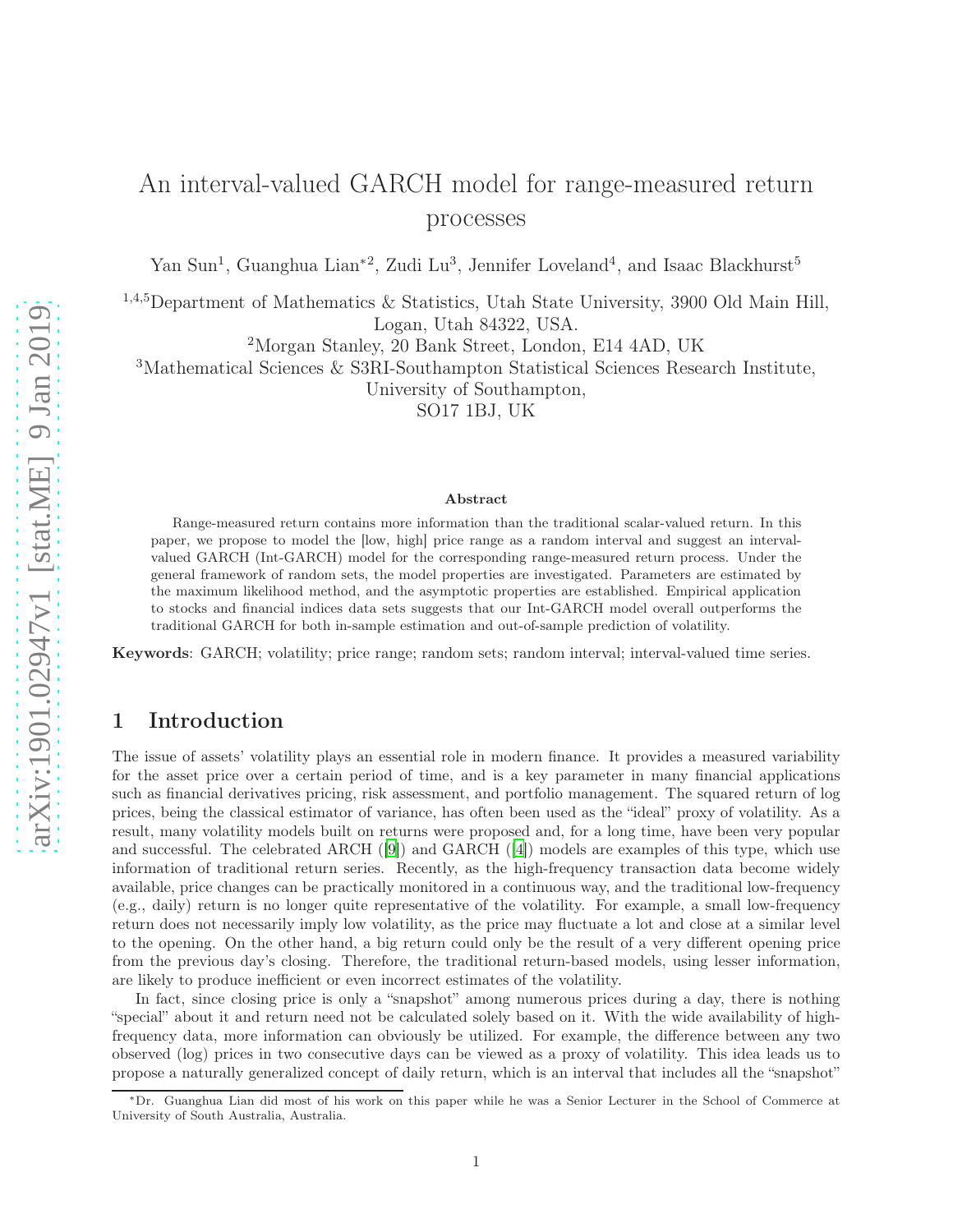# An interval-valued GARCH model for range-measured return processes

Yan Sun[1], Guanghua Lian*[2], Zudi Lu[3], Jennifer Loveland[4], and Isaac Blackhurst[5]

[1,4,5]Department of Mathematics & Statistics, Utah State University, 3900 Old Main Hill, Logan, Utah 84322, USA.

[2]Morgan Stanley, 20 Bank Street, London, E14 4AD, UK

[3]Mathematical Sciences & S3RI-Southampton Statistical Sciences Research Institute, University of Southampton, SO17 1BJ, UK

### Abstract

Range-measured return contains more information than the traditional scalar-valued return. In this paper, we propose to model the [low, high] price range as a random interval and suggest an interval-valued GARCH (Int-GARCH) model for the corresponding range-measured return process. Under the general framework of random sets, the model properties are investigated. Parameters are estimated by the maximum likelihood method, and the asymptotic properties are established. Empirical application to stocks and financial indices data sets suggests that our Int-GARCH model overall outperforms the traditional GARCH for both in-sample estimation and out-of-sample prediction of volatility.

**Keywords**: GARCH; volatility; price range; random sets; random interval; interval-valued time series.

## 1 Introduction

The issue of assets' volatility plays an essential role in modern finance. It provides a measured variability for the asset price over a certain period of time, and is a key parameter in many financial applications such as financial derivatives pricing, risk assessment, and portfolio management. The squared return of log prices, being the classical estimator of variance, has often been used as the "ideal" proxy of volatility. As a result, many volatility models built on returns were proposed and, for a long time, have been very popular and successful. The celebrated ARCH ([9]) and GARCH ([4]) models are examples of this type, which use information of traditional return series. Recently, as the high-frequency transaction data become widely available, price changes can be practically monitored in a continuous way, and the traditional low-frequency (e.g., daily) return is no longer quite representative of the volatility. For example, a small low-frequency return does not necessarily imply low volatility, as the price may fluctuate a lot and close at a similar level to the opening. On the other hand, a big return could only be the result of a very different opening price from the previous day's closing. Therefore, the traditional return-based models, using lesser information, are likely to produce inefficient or even incorrect estimates of the volatility.

In fact, since closing price is only a "snapshot" among numerous prices during a day, there is nothing "special" about it and return need not be calculated solely based on it. With the wide availability of high-frequency data, more information can obviously be utilized. For example, the difference between any two observed (log) prices in two consecutive days can be viewed as a proxy of volatility. This idea leads us to propose a naturally generalized concept of daily return, which is an interval that includes all the "snapshot"

*Dr. Guanghua Lian did most of his work on this paper while he was a Senior Lecturer in the School of Commerce at University of South Australia, Australia.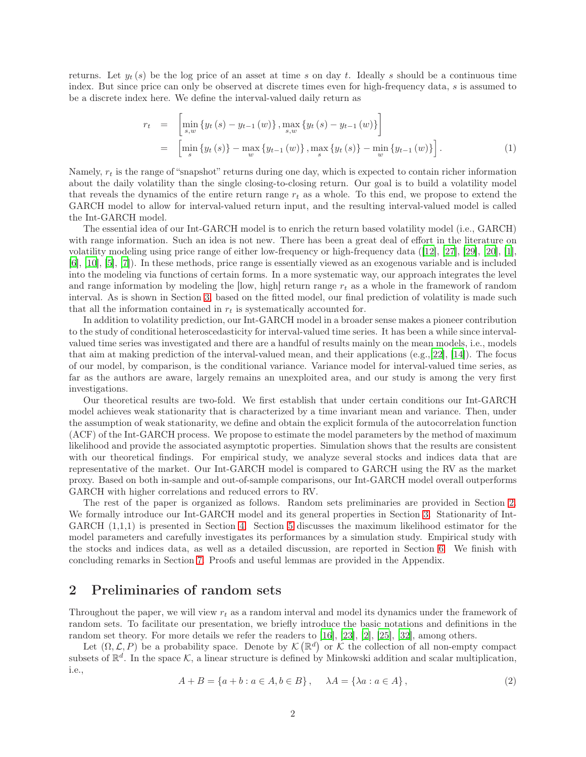returns. Let $y_t(s)$ be the log price of an asset at time $s$ on day $t$. Ideally $s$ should be a continuous time index. But since price can only be observed at discrete times even for high-frequency data, $s$ is assumed to be a discrete index here. We define the interval-valued daily return as

$$
\begin{aligned}
r_t &= \left[\min_{s,w}\{y_t(s) - y_{t-1}(w)\}, \max_{s,w}\{y_t(s) - y_{t-1}(w)\}\right] \\
&= \left[\min_{s}\{y_t(s)\} - \max_{w}\{y_{t-1}(w)\}, \max_{s}\{y_t(s)\} - \min_{w}\{y_{t-1}(w)\}\right]. \qquad (1)
\end{aligned}
$$

Namely, $r_t$ is the range of "snapshot" returns during one day, which is expected to contain richer information about the daily volatility than the single closing-to-closing return. Our goal is to build a volatility model that reveals the dynamics of the entire return range $r_t$ as a whole. To this end, we propose to extend the GARCH model to allow for interval-valued return input, and the resulting interval-valued model is called the Int-GARCH model.

The essential idea of our Int-GARCH model is to enrich the return based volatility model (i.e., GARCH) with range information. Such an idea is not new. There has been a great deal of effort in the literature on volatility modeling using price range of either low-frequency or high-frequency data ([12], [27], [29], [20], [1], [6], [10], [5], [7]). In these methods, price range is essentially viewed as an exogenous variable and is included into the modeling via functions of certain forms. In a more systematic way, our approach integrates the level and range information by modeling the [low, high] return range $r_t$ as a whole in the framework of random interval. As is shown in Section 3, based on the fitted model, our final prediction of volatility is made such that all the information contained in $r_t$ is systematically accounted for.

In addition to volatility prediction, our Int-GARCH model in a broader sense makes a pioneer contribution to the study of conditional heteroscedasticity for interval-valued time series. It has been a while since interval-valued time series was investigated and there are a handful of results mainly on the mean models, i.e., models that aim at making prediction of the interval-valued mean, and their applications (e.g.,[22], [14]). The focus of our model, by comparison, is the conditional variance. Variance model for interval-valued time series, as far as the authors are aware, largely remains an unexploited area, and our study is among the very first investigations.

Our theoretical results are two-fold. We first establish that under certain conditions our Int-GARCH model achieves weak stationarity that is characterized by a time invariant mean and variance. Then, under the assumption of weak stationarity, we define and obtain the explicit formula of the autocorrelation function (ACF) of the Int-GARCH process. We propose to estimate the model parameters by the method of maximum likelihood and provide the associated asymptotic properties. Simulation shows that the results are consistent with our theoretical findings. For empirical study, we analyze several stocks and indices data that are representative of the market. Our Int-GARCH model is compared to GARCH using the RV as the market proxy. Based on both in-sample and out-of-sample comparisons, our Int-GARCH model overall outperforms GARCH with higher correlations and reduced errors to RV.

The rest of the paper is organized as follows. Random sets preliminaries are provided in Section 2. We formally introduce our Int-GARCH model and its general properties in Section 3. Stationarity of Int-GARCH (1,1,1) is presented in Section 4. Section 5 discusses the maximum likelihood estimator for the model parameters and carefully investigates its performances by a simulation study. Empirical study with the stocks and indices data, as well as a detailed discussion, are reported in Section 6. We finish with concluding remarks in Section 7. Proofs and useful lemmas are provided in the Appendix.

## 2 Preliminaries of random sets

Throughout the paper, we will view $r_t$ as a random interval and model its dynamics under the framework of random sets. To facilitate our presentation, we briefly introduce the basic notations and definitions in the random set theory. For more details we refer the readers to [16], [23], [2], [25], [32], among others.

Let $(\Omega, \mathcal{L}, P)$ be a probability space. Denote by $\mathcal{K}(\mathbb{R}^d)$ or $\mathcal{K}$ the collection of all non-empty compact subsets of $\mathbb{R}^d$. In the space $\mathcal{K}$, a linear structure is defined by Minkowski addition and scalar multiplication, i.e.,

$$
A + B = \{a + b : a \in A, b \in B\}, \quad \lambda A = \{\lambda a : a \in A\}, \qquad (2)
$$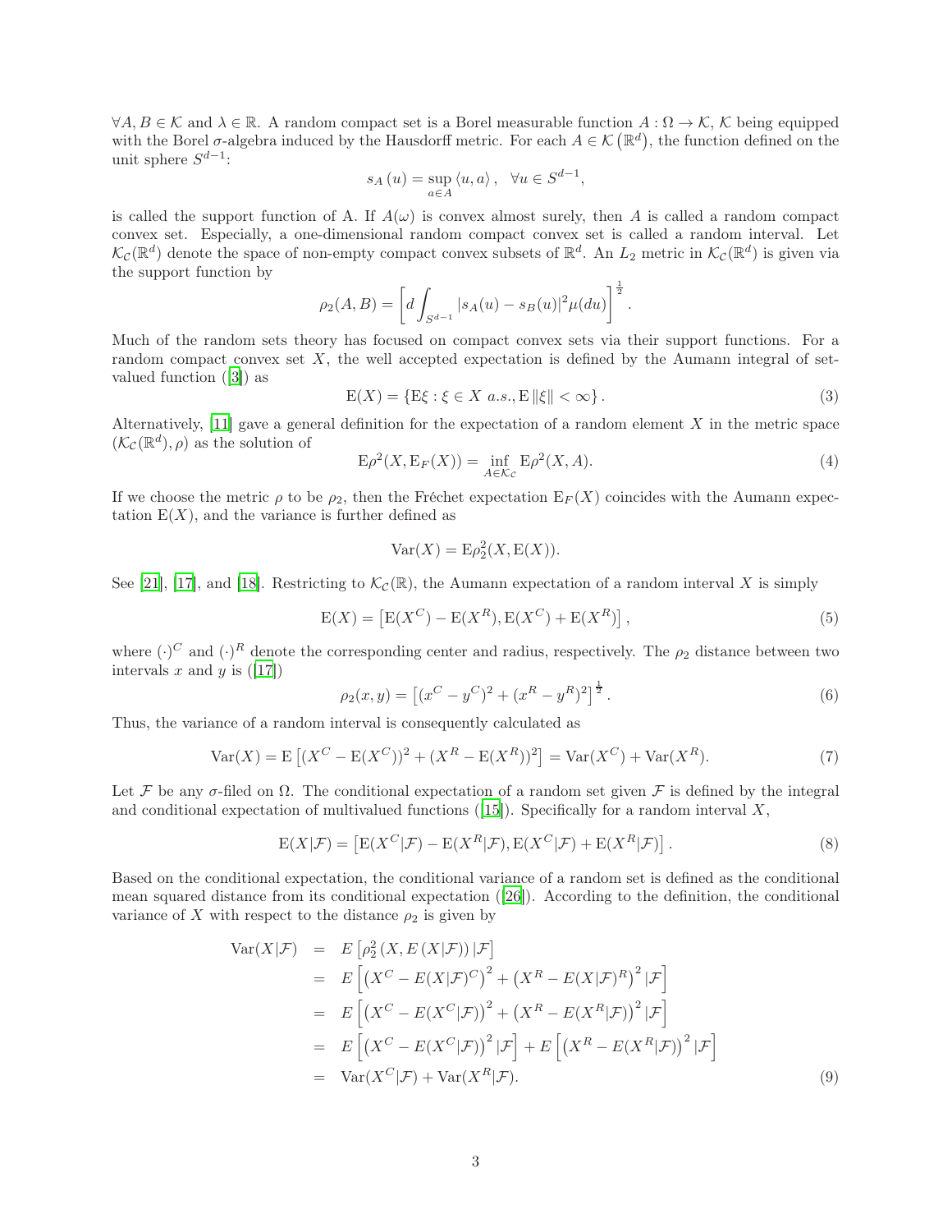$\forall A, B \in \mathcal{K}$ and $\lambda \in \mathbb{R}$. A random compact set is a Borel measurable function $A : \Omega \to \mathcal{K}$, $\mathcal{K}$ being equipped with the Borel $\sigma$-algebra induced by the Hausdorff metric. For each $A \in \mathcal{K}(\mathbb{R}^d)$, the function defined on the unit sphere $S^{d-1}$:

$$s_A(u) = \sup_{a \in A} \langle u, a \rangle, \quad \forall u \in S^{d-1},$$

is called the support function of A. If $A(\omega)$ is convex almost surely, then $A$ is called a random compact convex set. Especially, a one-dimensional random compact convex set is called a random interval. Let $\mathcal{K}_\mathcal{C}(\mathbb{R}^d)$ denote the space of non-empty compact convex subsets of $\mathbb{R}^d$. An $L_2$ metric in $\mathcal{K}_\mathcal{C}(\mathbb{R}^d)$ is given via the support function by

$$\rho_2(A, B) = \left[ d \int_{S^{d-1}} |s_A(u) - s_B(u)|^2 \mu(du) \right]^{\frac{1}{2}}.$$

Much of the random sets theory has focused on compact convex sets via their support functions. For a random compact convex set $X$, the well accepted expectation is defined by the Aumann integral of set-valued function ([3]) as

$$\mathrm{E}(X) = \{ \mathrm{E}\xi : \xi \in X \ a.s., \mathrm{E}\|\xi\| < \infty \}. \tag{3}$$

Alternatively, [11] gave a general definition for the expectation of a random element $X$ in the metric space $(\mathcal{K}_\mathcal{C}(\mathbb{R}^d), \rho)$ as the solution of

$$\mathrm{E}\rho^2(X, \mathrm{E}_F(X)) = \inf_{A \in \mathcal{K}_\mathcal{C}} \mathrm{E}\rho^2(X, A). \tag{4}$$

If we choose the metric $\rho$ to be $\rho_2$, then the Fréchet expectation $\mathrm{E}_F(X)$ coincides with the Aumann expectation $\mathrm{E}(X)$, and the variance is further defined as

$$\mathrm{Var}(X) = \mathrm{E}\rho_2^2(X, \mathrm{E}(X)).$$

See [21], [17], and [18]. Restricting to $\mathcal{K}_\mathcal{C}(\mathbb{R})$, the Aumann expectation of a random interval $X$ is simply

$$\mathrm{E}(X) = \left[ \mathrm{E}(X^C) - \mathrm{E}(X^R), \mathrm{E}(X^C) + \mathrm{E}(X^R) \right], \tag{5}$$

where $(\cdot)^C$ and $(\cdot)^R$ denote the corresponding center and radius, respectively. The $\rho_2$ distance between two intervals $x$ and $y$ is ([17])

$$\rho_2(x, y) = \left[ (x^C - y^C)^2 + (x^R - y^R)^2 \right]^{\frac{1}{2}}. \tag{6}$$

Thus, the variance of a random interval is consequently calculated as

$$\mathrm{Var}(X) = \mathrm{E}\left[ (X^C - \mathrm{E}(X^C))^2 + (X^R - \mathrm{E}(X^R))^2 \right] = \mathrm{Var}(X^C) + \mathrm{Var}(X^R). \tag{7}$$

Let $\mathcal{F}$ be any $\sigma$-filed on $\Omega$. The conditional expectation of a random set given $\mathcal{F}$ is defined by the integral and conditional expectation of multivalued functions ([15]). Specifically for a random interval $X$,

$$\mathrm{E}(X|\mathcal{F}) = \left[ \mathrm{E}(X^C|\mathcal{F}) - \mathrm{E}(X^R|\mathcal{F}), \mathrm{E}(X^C|\mathcal{F}) + \mathrm{E}(X^R|\mathcal{F}) \right]. \tag{8}$$

Based on the conditional expectation, the conditional variance of a random set is defined as the conditional mean squared distance from its conditional expectation ([26]). According to the definition, the conditional variance of $X$ with respect to the distance $\rho_2$ is given by

$$\begin{aligned}
\mathrm{Var}(X|\mathcal{F}) &= E\left[ \rho_2^2\left(X, E\left(X|\mathcal{F}\right)\right) | \mathcal{F} \right] \\
&= E\left[ \left(X^C - E(X|\mathcal{F})^C\right)^2 + \left(X^R - E(X|\mathcal{F})^R\right)^2 | \mathcal{F} \right] \\
&= E\left[ \left(X^C - E(X^C|\mathcal{F})\right)^2 + \left(X^R - E(X^R|\mathcal{F})\right)^2 | \mathcal{F} \right] \\
&= E\left[ \left(X^C - E(X^C|\mathcal{F})\right)^2 | \mathcal{F} \right] + E\left[ \left(X^R - E(X^R|\mathcal{F})\right)^2 | \mathcal{F} \right] \\
&= \mathrm{Var}(X^C|\mathcal{F}) + \mathrm{Var}(X^R|\mathcal{F}).
\end{aligned} \tag{9}$$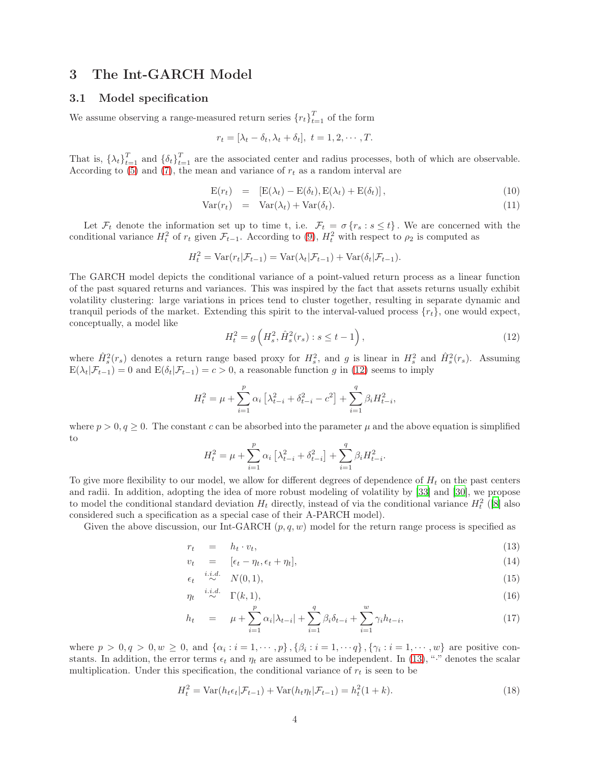## 3 The Int-GARCH Model

### 3.1 Model specification

We assume observing a range-measured return series $\{r_t\}_{t=1}^T$ of the form

$$r_t = [\lambda_t - \delta_t, \lambda_t + \delta_t],\ t = 1, 2, \cdots, T.$$

That is, $\{\lambda_t\}_{t=1}^T$ and $\{\delta_t\}_{t=1}^T$ are the associated center and radius processes, both of which are observable. According to (5) and (7), the mean and variance of $r_t$ as a random interval are

$$\mathrm{E}(r_t) = [\mathrm{E}(\lambda_t) - \mathrm{E}(\delta_t), \mathrm{E}(\lambda_t) + \mathrm{E}(\delta_t)], \tag{10}$$

$$\mathrm{Var}(r_t) = \mathrm{Var}(\lambda_t) + \mathrm{Var}(\delta_t). \tag{11}$$

Let $\mathcal{F}_t$ denote the information set up to time t, i.e. $\mathcal{F}_t = \sigma\{r_s : s \le t\}$. We are concerned with the conditional variance $H_t^2$ of $r_t$ given $\mathcal{F}_{t-1}$. According to (9), $H_t^2$ with respect to $\rho_2$ is computed as

$$H_t^2 = \mathrm{Var}(r_t|\mathcal{F}_{t-1}) = \mathrm{Var}(\lambda_t|\mathcal{F}_{t-1}) + \mathrm{Var}(\delta_t|\mathcal{F}_{t-1}).$$

The GARCH model depicts the conditional variance of a point-valued return process as a linear function of the past squared returns and variances. This was inspired by the fact that assets returns usually exhibit volatility clustering: large variations in prices tend to cluster together, resulting in separate dynamic and tranquil periods of the market. Extending this spirit to the interval-valued process $\{r_t\}$, one would expect, conceptually, a model like

$$H_t^2 = g\left(H_s^2, \hat{H}_s^2(r_s) : s \le t-1\right), \tag{12}$$

where $\hat{H}_s^2(r_s)$ denotes a return range based proxy for $H_s^2$, and $g$ is linear in $H_s^2$ and $\hat{H}_s^2(r_s)$. Assuming $\mathrm{E}(\lambda_t|\mathcal{F}_{t-1}) = 0$ and $\mathrm{E}(\delta_t|\mathcal{F}_{t-1}) = c > 0$, a reasonable function $g$ in (12) seems to imply

$$H_t^2 = \mu + \sum_{i=1}^p \alpha_i \left[\lambda_{t-i}^2 + \delta_{t-i}^2 - c^2\right] + \sum_{i=1}^q \beta_i H_{t-i}^2,$$

where $p > 0, q \ge 0$. The constant $c$ can be absorbed into the parameter $\mu$ and the above equation is simplified to

$$H_t^2 = \mu + \sum_{i=1}^p \alpha_i \left[\lambda_{t-i}^2 + \delta_{t-i}^2\right] + \sum_{i=1}^q \beta_i H_{t-i}^2.$$

To give more flexibility to our model, we allow for different degrees of dependence of $H_t$ on the past centers and radii. In addition, adopting the idea of more robust modeling of volatility by [33] and [30], we propose to model the conditional standard deviation $H_t$ directly, instead of via the conditional variance $H_t^2$ ([8] also considered such a specification as a special case of their A-PARCH model).

Given the above discussion, our Int-GARCH $(p, q, w)$ model for the return range process is specified as

$$r_t = h_t \cdot v_t, \tag{13}$$

$$v_t = [\epsilon_t - \eta_t, \epsilon_t + \eta_t], \tag{14}$$

$$\epsilon_t \overset{i.i.d.}{\sim} N(0, 1), \tag{15}$$

$$\eta_t \overset{i.i.d.}{\sim} \Gamma(k, 1), \tag{16}$$

$$h_t = \mu + \sum_{i=1}^p \alpha_i |\lambda_{t-i}| + \sum_{i=1}^q \beta_i \delta_{t-i} + \sum_{i=1}^w \gamma_i h_{t-i}, \tag{17}$$

where $p > 0, q > 0, w \ge 0$, and $\{\alpha_i : i = 1, \cdots, p\}, \{\beta_i : i = 1, \cdots q\}, \{\gamma_i : i = 1, \cdots, w\}$ are positive constants. In addition, the error terms $\epsilon_t$ and $\eta_t$ are assumed to be independent. In (13), "$\cdot$" denotes the scalar multiplication. Under this specification, the conditional variance of $r_t$ is seen to be

$$H_t^2 = \mathrm{Var}(h_t\epsilon_t|\mathcal{F}_{t-1}) + \mathrm{Var}(h_t\eta_t|\mathcal{F}_{t-1}) = h_t^2(1 + k). \tag{18}$$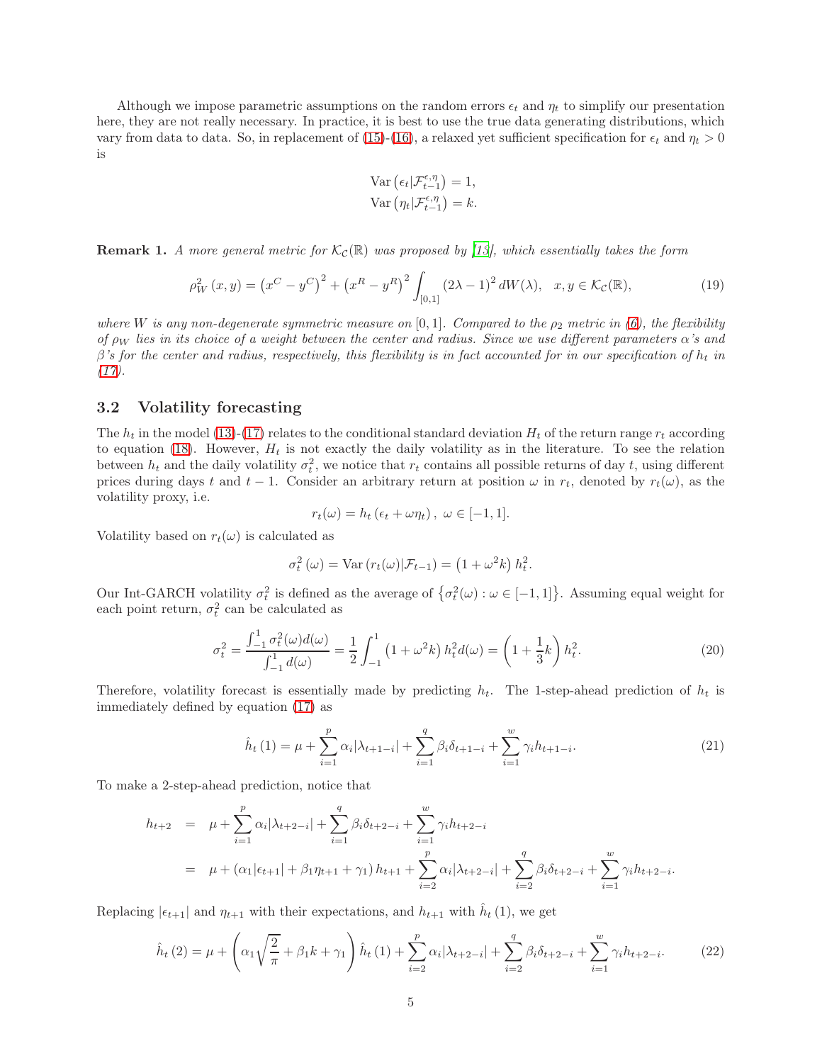Although we impose parametric assumptions on the random errors $\epsilon_t$ and $\eta_t$ to simplify our presentation here, they are not really necessary. In practice, it is best to use the true data generating distributions, which vary from data to data. So, in replacement of (15)-(16), a relaxed yet sufficient specification for $\epsilon_t$ and $\eta_t > 0$ is

$$\mathrm{Var}\left(\epsilon_t | \mathcal{F}_{t-1}^{\epsilon,\eta}\right) = 1,$$
$$\mathrm{Var}\left(\eta_t | \mathcal{F}_{t-1}^{\epsilon,\eta}\right) = k.$$

**Remark 1.** *A more general metric for $\mathcal{K}_{\mathcal{C}}(\mathbb{R})$ was proposed by [13], which essentially takes the form*

$$\rho_W^2(x, y) = \left(x^C - y^C\right)^2 + \left(x^R - y^R\right)^2 \int_{[0,1]} (2\lambda - 1)^2 \, dW(\lambda), \quad x, y \in \mathcal{K}_{\mathcal{C}}(\mathbb{R}), \tag{19}$$

*where $W$ is any non-degenerate symmetric measure on $[0, 1]$. Compared to the $\rho_2$ metric in (6), the flexibility of $\rho_W$ lies in its choice of a weight between the center and radius. Since we use different parameters $\alpha$'s and $\beta$'s for the center and radius, respectively, this flexibility is in fact accounted for in our specification of $h_t$ in (17).*

### 3.2 Volatility forecasting

The $h_t$ in the model (13)-(17) relates to the conditional standard deviation $H_t$ of the return range $r_t$ according to equation (18). However, $H_t$ is not exactly the daily volatility as in the literature. To see the relation between $h_t$ and the daily volatility $\sigma_t^2$, we notice that $r_t$ contains all possible returns of day $t$, using different prices during days $t$ and $t-1$. Consider an arbitrary return at position $\omega$ in $r_t$, denoted by $r_t(\omega)$, as the volatility proxy, i.e.

$$r_t(\omega) = h_t\left(\epsilon_t + \omega \eta_t\right), \; \omega \in [-1, 1].$$

Volatility based on $r_t(\omega)$ is calculated as

$$\sigma_t^2(\omega) = \mathrm{Var}\left(r_t(\omega) | \mathcal{F}_{t-1}\right) = \left(1 + \omega^2 k\right) h_t^2.$$

Our Int-GARCH volatility $\sigma_t^2$ is defined as the average of $\left\{\sigma_t^2(\omega) : \omega \in [-1, 1]\right\}$. Assuming equal weight for each point return, $\sigma_t^2$ can be calculated as

$$\sigma_t^2 = \frac{\int_{-1}^{1} \sigma_t^2(\omega) d(\omega)}{\int_{-1}^{1} d(\omega)} = \frac{1}{2} \int_{-1}^{1} \left(1 + \omega^2 k\right) h_t^2 d(\omega) = \left(1 + \frac{1}{3} k\right) h_t^2. \tag{20}$$

Therefore, volatility forecast is essentially made by predicting $h_t$. The 1-step-ahead prediction of $h_t$ is immediately defined by equation (17) as

$$\hat{h}_t(1) = \mu + \sum_{i=1}^{p} \alpha_i |\lambda_{t+1-i}| + \sum_{i=1}^{q} \beta_i \delta_{t+1-i} + \sum_{i=1}^{w} \gamma_i h_{t+1-i}. \tag{21}$$

To make a 2-step-ahead prediction, notice that

$$\begin{aligned} h_{t+2} &= \mu + \sum_{i=1}^{p} \alpha_i |\lambda_{t+2-i}| + \sum_{i=1}^{q} \beta_i \delta_{t+2-i} + \sum_{i=1}^{w} \gamma_i h_{t+2-i} \\ &= \mu + \left(\alpha_1 |\epsilon_{t+1}| + \beta_1 \eta_{t+1} + \gamma_1\right) h_{t+1} + \sum_{i=2}^{p} \alpha_i |\lambda_{t+2-i}| + \sum_{i=2}^{q} \beta_i \delta_{t+2-i} + \sum_{i=1}^{w} \gamma_i h_{t+2-i}. \end{aligned}$$

Replacing $|\epsilon_{t+1}|$ and $\eta_{t+1}$ with their expectations, and $h_{t+1}$ with $\hat{h}_t(1)$, we get

$$\hat{h}_t(2) = \mu + \left(\alpha_1 \sqrt{\frac{2}{\pi}} + \beta_1 k + \gamma_1\right) \hat{h}_t(1) + \sum_{i=2}^{p} \alpha_i |\lambda_{t+2-i}| + \sum_{i=2}^{q} \beta_i \delta_{t+2-i} + \sum_{i=1}^{w} \gamma_i h_{t+2-i}. \tag{22}$$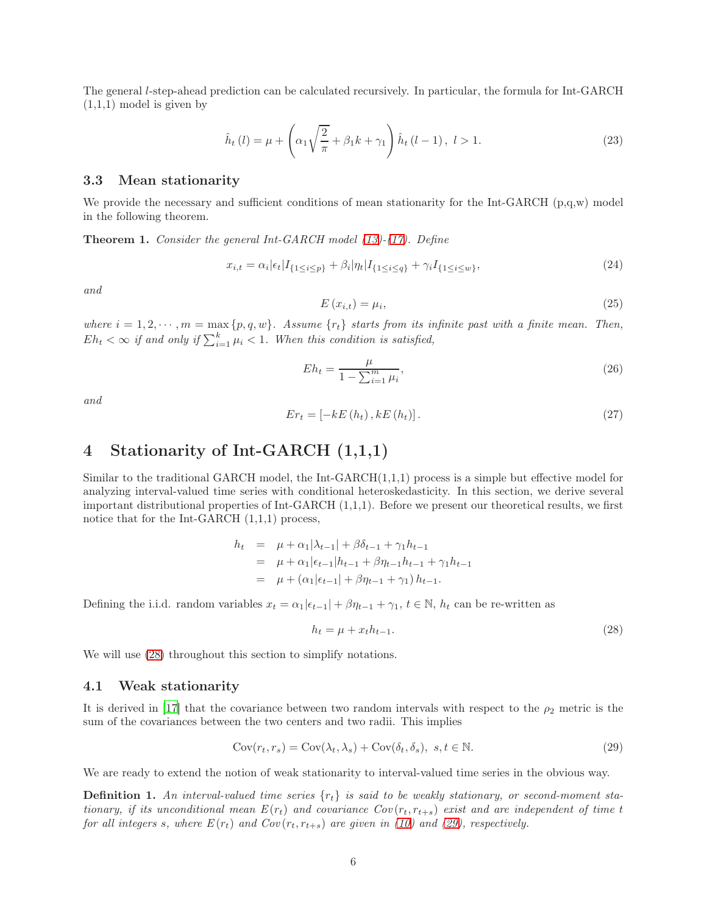The general $l$-step-ahead prediction can be calculated recursively. In particular, the formula for Int-GARCH (1,1,1) model is given by

$$\hat{h}_t(l) = \mu + \left(\alpha_1\sqrt{\frac{2}{\pi}} + \beta_1 k + \gamma_1\right)\hat{h}_t(l-1),\ l > 1. \tag{23}$$

### 3.3 Mean stationarity

We provide the necessary and sufficient conditions of mean stationarity for the Int-GARCH (p,q,w) model in the following theorem.

**Theorem 1.** *Consider the general Int-GARCH model (13)-(17). Define*

$$x_{i,t} = \alpha_i|\epsilon_t|I_{\{1\leq i\leq p\}} + \beta_i|\eta_t|I_{\{1\leq i\leq q\}} + \gamma_i I_{\{1\leq i\leq w\}}, \tag{24}$$

*and*

$$E(x_{i,t}) = \mu_i, \tag{25}$$

*where $i = 1, 2, \cdots, m = \max\{p, q, w\}$. Assume $\{r_t\}$ starts from its infinite past with a finite mean. Then, $Eh_t < \infty$ if and only if $\sum_{i=1}^{k}\mu_i < 1$. When this condition is satisfied,*

$$Eh_t = \frac{\mu}{1 - \sum_{i=1}^{m}\mu_i}, \tag{26}$$

*and*

$$Er_t = [-kE(h_t), kE(h_t)]. \tag{27}$$

## 4 Stationarity of Int-GARCH (1,1,1)

Similar to the traditional GARCH model, the Int-GARCH(1,1,1) process is a simple but effective model for analyzing interval-valued time series with conditional heteroskedasticity. In this section, we derive several important distributional properties of Int-GARCH (1,1,1). Before we present our theoretical results, we first notice that for the Int-GARCH (1,1,1) process,

$$\begin{aligned}
h_t &= \mu + \alpha_1|\lambda_{t-1}| + \beta\delta_{t-1} + \gamma_1 h_{t-1} \\
&= \mu + \alpha_1|\epsilon_{t-1}|h_{t-1} + \beta\eta_{t-1}h_{t-1} + \gamma_1 h_{t-1} \\
&= \mu + (\alpha_1|\epsilon_{t-1}| + \beta\eta_{t-1} + \gamma_1)\, h_{t-1}.
\end{aligned}$$

Defining the i.i.d. random variables $x_t = \alpha_1|\epsilon_{t-1}| + \beta\eta_{t-1} + \gamma_1$, $t \in \mathbb{N}$, $h_t$ can be re-written as

$$h_t = \mu + x_t h_{t-1}. \tag{28}$$

We will use (28) throughout this section to simplify notations.

### 4.1 Weak stationarity

It is derived in [17] that the covariance between two random intervals with respect to the $\rho_2$ metric is the sum of the covariances between the two centers and two radii. This implies

$$\text{Cov}(r_t, r_s) = \text{Cov}(\lambda_t, \lambda_s) + \text{Cov}(\delta_t, \delta_s),\ s, t \in \mathbb{N}. \tag{29}$$

We are ready to extend the notion of weak stationarity to interval-valued time series in the obvious way.

**Definition 1.** *An interval-valued time series $\{r_t\}$ is said to be weakly stationary, or second-moment stationary, if its unconditional mean $E(r_t)$ and covariance $Cov(r_t, r_{t+s})$ exist and are independent of time $t$ for all integers $s$, where $E(r_t)$ and $Cov(r_t, r_{t+s})$ are given in (10) and (29), respectively.*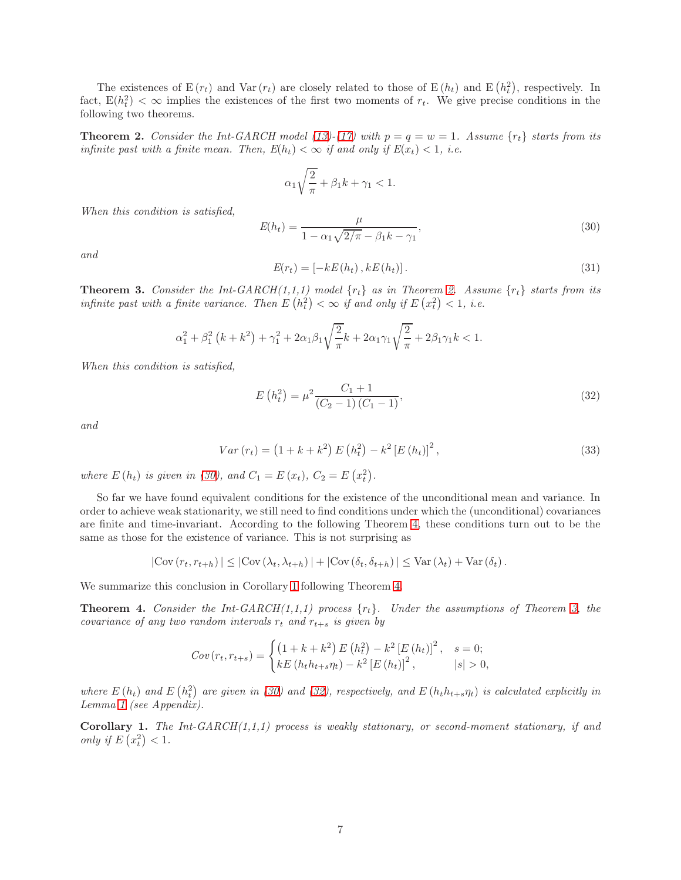The existences of $\mathrm{E}(r_t)$ and $\mathrm{Var}(r_t)$ are closely related to those of $\mathrm{E}(h_t)$ and $\mathrm{E}(h_t^2)$, respectively. In fact, $\mathrm{E}(h_t^2) < \infty$ implies the existences of the first two moments of $r_t$. We give precise conditions in the following two theorems.

**Theorem 2.** *Consider the Int-GARCH model (13)-(17) with $p = q = w = 1$. Assume $\{r_t\}$ starts from its infinite past with a finite mean. Then, $E(h_t) < \infty$ if and only if $E(x_t) < 1$, i.e.*

$$\alpha_1 \sqrt{\frac{2}{\pi}} + \beta_1 k + \gamma_1 < 1.$$

*When this condition is satisfied,*

$$E(h_t) = \frac{\mu}{1 - \alpha_1 \sqrt{2/\pi} - \beta_1 k - \gamma_1}, \tag{30}$$

*and*

$$E(r_t) = \left[-kE(h_t), kE(h_t)\right]. \tag{31}$$

**Theorem 3.** *Consider the Int-GARCH(1,1,1) model $\{r_t\}$ as in Theorem 2. Assume $\{r_t\}$ starts from its infinite past with a finite variance. Then $E(h_t^2) < \infty$ if and only if $E(x_t^2) < 1$, i.e.*

$$\alpha_1^2 + \beta_1^2 \left(k + k^2\right) + \gamma_1^2 + 2\alpha_1\beta_1\sqrt{\frac{2}{\pi}}k + 2\alpha_1\gamma_1\sqrt{\frac{2}{\pi}} + 2\beta_1\gamma_1 k < 1.$$

*When this condition is satisfied,*

$$E\left(h_t^2\right) = \mu^2 \frac{C_1 + 1}{(C_2 - 1)(C_1 - 1)}, \tag{32}$$

*and*

$$Var(r_t) = \left(1 + k + k^2\right) E\left(h_t^2\right) - k^2 \left[E(h_t)\right]^2, \tag{33}$$

*where $E(h_t)$ is given in (30), and $C_1 = E(x_t)$, $C_2 = E(x_t^2)$.*

So far we have found equivalent conditions for the existence of the unconditional mean and variance. In order to achieve weak stationarity, we still need to find conditions under which the (unconditional) covariances are finite and time-invariant. According to the following Theorem 4, these conditions turn out to be the same as those for the existence of variance. This is not surprising as

$$|\mathrm{Cov}(r_t, r_{t+h})| \leq |\mathrm{Cov}(\lambda_t, \lambda_{t+h})| + |\mathrm{Cov}(\delta_t, \delta_{t+h})| \leq \mathrm{Var}(\lambda_t) + \mathrm{Var}(\delta_t).$$

We summarize this conclusion in Corollary 1 following Theorem 4.

**Theorem 4.** *Consider the Int-GARCH(1,1,1) process $\{r_t\}$. Under the assumptions of Theorem 3, the covariance of any two random intervals $r_t$ and $r_{t+s}$ is given by*

$$Cov(r_t, r_{t+s}) = \begin{cases} \left(1 + k + k^2\right) E\left(h_t^2\right) - k^2 \left[E(h_t)\right]^2, & s = 0; \\ kE(h_t h_{t+s} \eta_t) - k^2 \left[E(h_t)\right]^2, & |s| > 0, \end{cases}$$

*where $E(h_t)$ and $E(h_t^2)$ are given in (30) and (32), respectively, and $E(h_t h_{t+s} \eta_t)$ is calculated explicitly in Lemma 1 (see Appendix).*

**Corollary 1.** *The Int-GARCH(1,1,1) process is weakly stationary, or second-moment stationary, if and only if $E(x_t^2) < 1$.*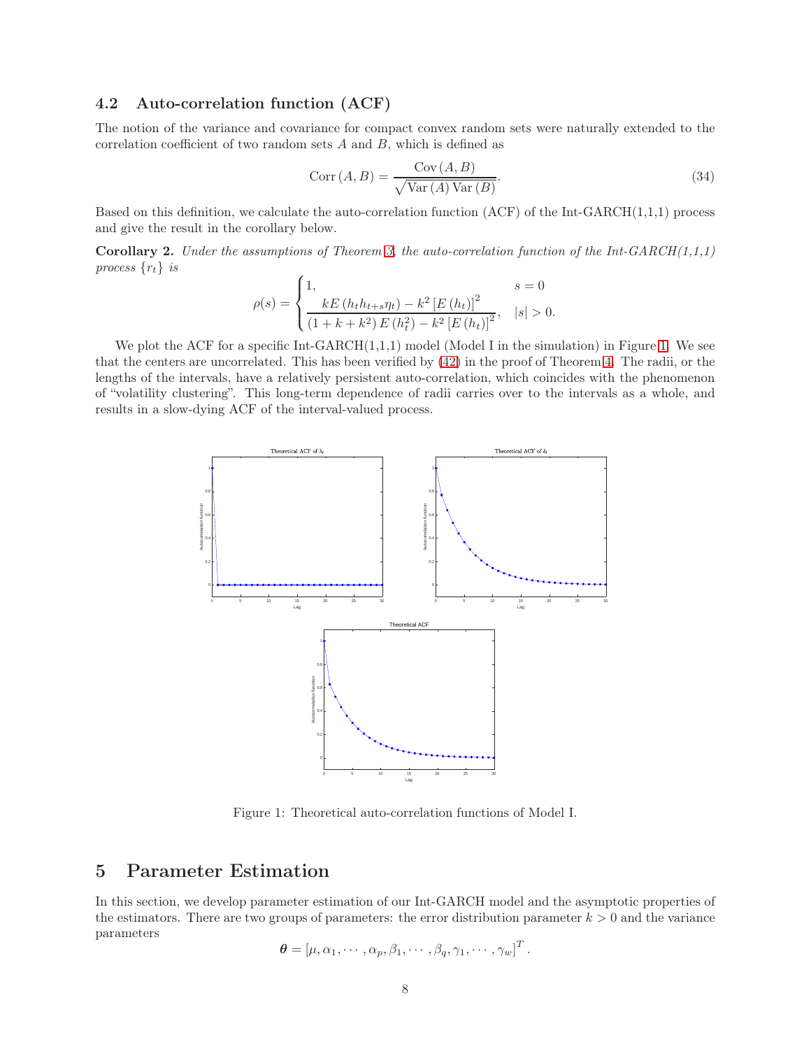### 4.2 Auto-correlation function (ACF)

The notion of the variance and covariance for compact convex random sets were naturally extended to the correlation coefficient of two random sets $A$ and $B$, which is defined as

$$\text{Corr}(A, B) = \frac{\text{Cov}(A, B)}{\sqrt{\text{Var}(A)\,\text{Var}(B)}}. \tag{34}$$

Based on this definition, we calculate the auto-correlation function (ACF) of the Int-GARCH(1,1,1) process and give the result in the corollary below.

**Corollary 2.** *Under the assumptions of Theorem 3, the auto-correlation function of the Int-GARCH(1,1,1) process $\{r_t\}$ is*

$$\rho(s) = \begin{cases} 1, & s = 0 \\ \dfrac{kE\left(h_t h_{t+s} \eta_t\right) - k^2 \left[E\left(h_t\right)\right]^2}{\left(1+k+k^2\right) E\left(h_t^2\right) - k^2 \left[E\left(h_t\right)\right]^2}, & |s| > 0. \end{cases}$$

We plot the ACF for a specific Int-GARCH(1,1,1) model (Model I in the simulation) in Figure 1. We see that the centers are uncorrelated. This has been verified by (42) in the proof of Theorem 4. The radii, or the lengths of the intervals, have a relatively persistent auto-correlation, which coincides with the phenomenon of "volatility clustering". This long-term dependence of radii carries over to the intervals as a whole, and results in a slow-dying ACF of the interval-valued process.

Figure 1: Theoretical auto-correlation functions of Model I.

## 5 Parameter Estimation

In this section, we develop parameter estimation of our Int-GARCH model and the asymptotic properties of the estimators. There are two groups of parameters: the error distribution parameter $k > 0$ and the variance parameters

$$\boldsymbol{\theta} = \left[\mu, \alpha_1, \cdots, \alpha_p, \beta_1, \cdots, \beta_q, \gamma_1, \cdots, \gamma_w\right]^T.$$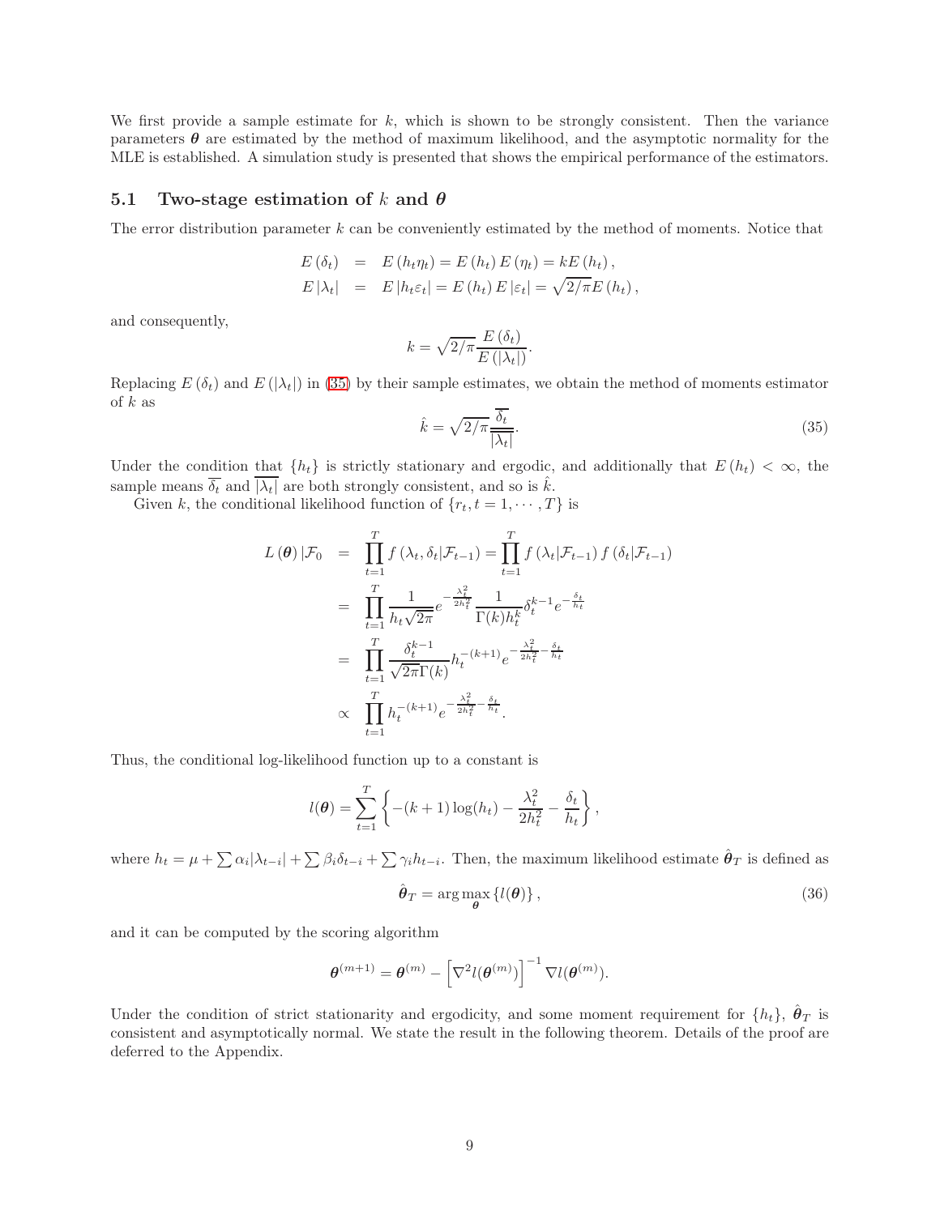We first provide a sample estimate for $k$, which is shown to be strongly consistent. Then the variance parameters $\boldsymbol{\theta}$ are estimated by the method of maximum likelihood, and the asymptotic normality for the MLE is established. A simulation study is presented that shows the empirical performance of the estimators.

### 5.1 Two-stage estimation of $k$ and $\boldsymbol{\theta}$

The error distribution parameter $k$ can be conveniently estimated by the method of moments. Notice that

$$
\begin{aligned}
E(\delta_t) &= E(h_t \eta_t) = E(h_t) E(\eta_t) = kE(h_t), \\
E|\lambda_t| &= E|h_t \varepsilon_t| = E(h_t) E|\varepsilon_t| = \sqrt{2/\pi} E(h_t),
\end{aligned}
$$

and consequently,

$$
k = \sqrt{2/\pi} \frac{E(\delta_t)}{E(|\lambda_t|)}.
$$

Replacing $E(\delta_t)$ and $E(|\lambda_t|)$ in (35) by their sample estimates, we obtain the method of moments estimator of $k$ as

$$
\hat{k} = \sqrt{2/\pi} \frac{\overline{\delta_t}}{\overline{|\lambda_t|}}. \tag{35}
$$

Under the condition that $\{h_t\}$ is strictly stationary and ergodic, and additionally that $E(h_t) < \infty$, the sample means $\overline{\delta_t}$ and $\overline{|\lambda_t|}$ are both strongly consistent, and so is $\hat{k}$.

Given $k$, the conditional likelihood function of $\{r_t, t = 1, \cdots, T\}$ is

$$
\begin{aligned}
L(\boldsymbol{\theta}) | \mathcal{F}_0 &= \prod_{t=1}^{T} f(\lambda_t, \delta_t | \mathcal{F}_{t-1}) = \prod_{t=1}^{T} f(\lambda_t | \mathcal{F}_{t-1}) f(\delta_t | \mathcal{F}_{t-1}) \\
&= \prod_{t=1}^{T} \frac{1}{h_t \sqrt{2\pi}} e^{-\frac{\lambda_t^2}{2h_t^2}} \frac{1}{\Gamma(k) h_t^k} \delta_t^{k-1} e^{-\frac{\delta_t}{h_t}} \\
&= \prod_{t=1}^{T} \frac{\delta_t^{k-1}}{\sqrt{2\pi}\Gamma(k)} h_t^{-(k+1)} e^{-\frac{\lambda_t^2}{2h_t^2} - \frac{\delta_t}{h_t}} \\
&\propto \prod_{t=1}^{T} h_t^{-(k+1)} e^{-\frac{\lambda_t^2}{2h_t^2} - \frac{\delta_t}{h_t}}.
\end{aligned}
$$

Thus, the conditional log-likelihood function up to a constant is

$$
l(\boldsymbol{\theta}) = \sum_{t=1}^{T} \left\{ -(k+1)\log(h_t) - \frac{\lambda_t^2}{2h_t^2} - \frac{\delta_t}{h_t} \right\},
$$

where $h_t = \mu + \sum \alpha_i |\lambda_{t-i}| + \sum \beta_i \delta_{t-i} + \sum \gamma_i h_{t-i}$. Then, the maximum likelihood estimate $\hat{\boldsymbol{\theta}}_T$ is defined as

$$
\hat{\boldsymbol{\theta}}_T = \arg\max_{\boldsymbol{\theta}} \{l(\boldsymbol{\theta})\}, \tag{36}
$$

and it can be computed by the scoring algorithm

$$
\boldsymbol{\theta}^{(m+1)} = \boldsymbol{\theta}^{(m)} - \left[\nabla^2 l(\boldsymbol{\theta}^{(m)})\right]^{-1} \nabla l(\boldsymbol{\theta}^{(m)}).
$$

Under the condition of strict stationarity and ergodicity, and some moment requirement for $\{h_t\}$, $\hat{\boldsymbol{\theta}}_T$ is consistent and asymptotically normal. We state the result in the following theorem. Details of the proof are deferred to the Appendix.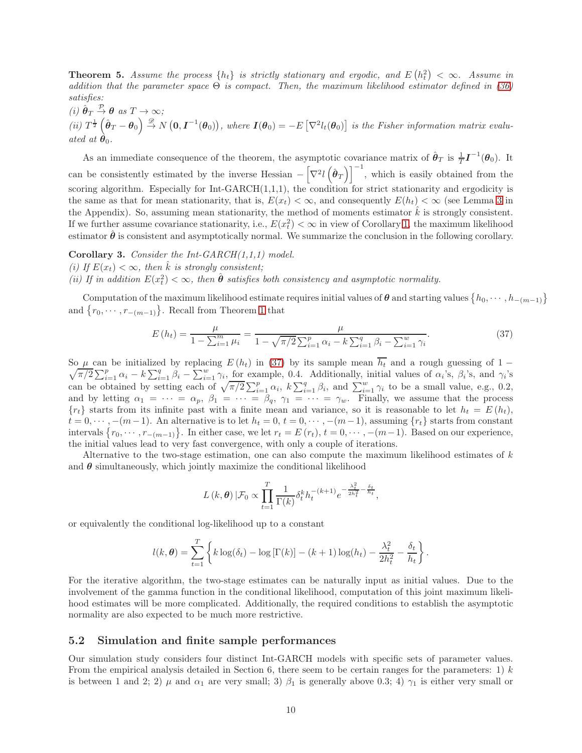**Theorem 5.** *Assume the process $\{h_t\}$ is strictly stationary and ergodic, and $E\left(h_t^2\right) < \infty$. Assume in addition that the parameter space $\Theta$ is compact. Then, the maximum likelihood estimator defined in (36) satisfies:*
*(i) $\hat{\boldsymbol{\theta}}_T \xrightarrow{\mathcal{P}} \boldsymbol{\theta}$ as $T \to \infty$;*
*(ii) $T^{\frac{1}{2}}\left(\hat{\boldsymbol{\theta}}_T - \boldsymbol{\theta}_0\right) \xrightarrow{\mathscr{D}} N\left(\mathbf{0}, \boldsymbol{I}^{-1}(\boldsymbol{\theta}_0)\right)$, where $\boldsymbol{I}(\boldsymbol{\theta}_0) = -E\left[\nabla^2 l_t(\boldsymbol{\theta}_0)\right]$ is the Fisher information matrix evaluated at $\boldsymbol{\theta}_0$.*

As an immediate consequence of the theorem, the asymptotic covariance matrix of $\hat{\boldsymbol{\theta}}_T$ is $\frac{1}{T}\boldsymbol{I}^{-1}(\boldsymbol{\theta}_0)$. It can be consistently estimated by the inverse Hessian $-\left[\nabla^2 l\left(\hat{\boldsymbol{\theta}}_T\right)\right]^{-1}$, which is easily obtained from the scoring algorithm. Especially for Int-GARCH(1,1,1), the condition for strict stationarity and ergodicity is the same as that for mean stationarity, that is, $E(x_t) < \infty$, and consequently $E(h_t) < \infty$ (see Lemma 3 in the Appendix). So, assuming mean stationarity, the method of moments estimator $\hat{k}$ is strongly consistent. If we further assume covariance stationarity, i.e., $E(x_t^2) < \infty$ in view of Corollary 1, the maximum likelihood estimator $\hat{\boldsymbol{\theta}}$ is consistent and asymptotically normal. We summarize the conclusion in the following corollary.

**Corollary 3.** *Consider the Int-GARCH(1,1,1) model.*
*(i) If $E(x_t) < \infty$, then $\hat{k}$ is strongly consistent;*
*(ii) If in addition $E(x_t^2) < \infty$, then $\hat{\boldsymbol{\theta}}$ satisfies both consistency and asymptotic normality.*

Computation of the maximum likelihood estimate requires initial values of $\boldsymbol{\theta}$ and starting values $\left\{h_0, \cdots, h_{-(m-1)}\right\}$ and $\left\{r_0, \cdots, r_{-(m-1)}\right\}$. Recall from Theorem 1 that

$$E\left(h_t\right) = \frac{\mu}{1 - \sum_{i=1}^{m} \mu_i} = \frac{\mu}{1 - \sqrt{\pi/2}\sum_{i=1}^{p} \alpha_i - k\sum_{i=1}^{q} \beta_i - \sum_{i=1}^{w} \gamma_i}. \tag{37}$$

So $\mu$ can be initialized by replacing $E(h_t)$ in (37) by its sample mean $\overline{h_t}$ and a rough guessing of $1 - \sqrt{\pi/2}\sum_{i=1}^{p} \alpha_i - k\sum_{i=1}^{q} \beta_i - \sum_{i=1}^{w} \gamma_i$, for example, 0.4. Additionally, initial values of $\alpha_i$'s, $\beta_i$'s, and $\gamma_i$'s can be obtained by setting each of $\sqrt{\pi/2}\sum_{i=1}^{p} \alpha_i$, $k\sum_{i=1}^{q} \beta_i$, and $\sum_{i=1}^{w} \gamma_i$ to be a small value, e.g., 0.2, and by letting $\alpha_1 = \cdots = \alpha_p$, $\beta_1 = \cdots = \beta_q$, $\gamma_1 = \cdots = \gamma_w$. Finally, we assume that the process $\{r_t\}$ starts from its infinite past with a finite mean and variance, so it is reasonable to let $h_t = E(h_t)$, $t = 0, \cdots, -(m-1)$. An alternative is to let $h_t = 0$, $t = 0, \cdots, -(m-1)$, assuming $\{r_t\}$ starts from constant intervals $\left\{r_0, \cdots, r_{-(m-1)}\right\}$. In either case, we let $r_t = E(r_t)$, $t = 0, \cdots, -(m-1)$. Based on our experience, the initial values lead to very fast convergence, with only a couple of iterations.

Alternative to the two-stage estimation, one can also compute the maximum likelihood estimates of $k$ and $\boldsymbol{\theta}$ simultaneously, which jointly maximize the conditional likelihood

$$L\left(k, \boldsymbol{\theta}\right)|\mathcal{F}_0 \propto \prod_{t=1}^{T} \frac{1}{\Gamma(k)} \delta_t^k h_t^{-(k+1)} e^{-\frac{\lambda_t^2}{2h_t^2} - \frac{\delta_t}{h_t}},$$

or equivalently the conditional log-likelihood up to a constant

$$l(k, \boldsymbol{\theta}) = \sum_{t=1}^{T} \left\{ k\log(\delta_t) - \log\left[\Gamma(k)\right] - (k+1)\log(h_t) - \frac{\lambda_t^2}{2h_t^2} - \frac{\delta_t}{h_t} \right\}.$$

For the iterative algorithm, the two-stage estimates can be naturally input as initial values. Due to the involvement of the gamma function in the conditional likelihood, computation of this joint maximum likelihood estimates will be more complicated. Additionally, the required conditions to establish the asymptotic normality are also expected to be much more restrictive.

## 5.2 Simulation and finite sample performances

Our simulation study considers four distinct Int-GARCH models with specific sets of parameter values. From the empirical analysis detailed in Section 6, there seem to be certain ranges for the parameters: 1) $k$ is between 1 and 2; 2) $\mu$ and $\alpha_1$ are very small; 3) $\beta_1$ is generally above 0.3; 4) $\gamma_1$ is either very small or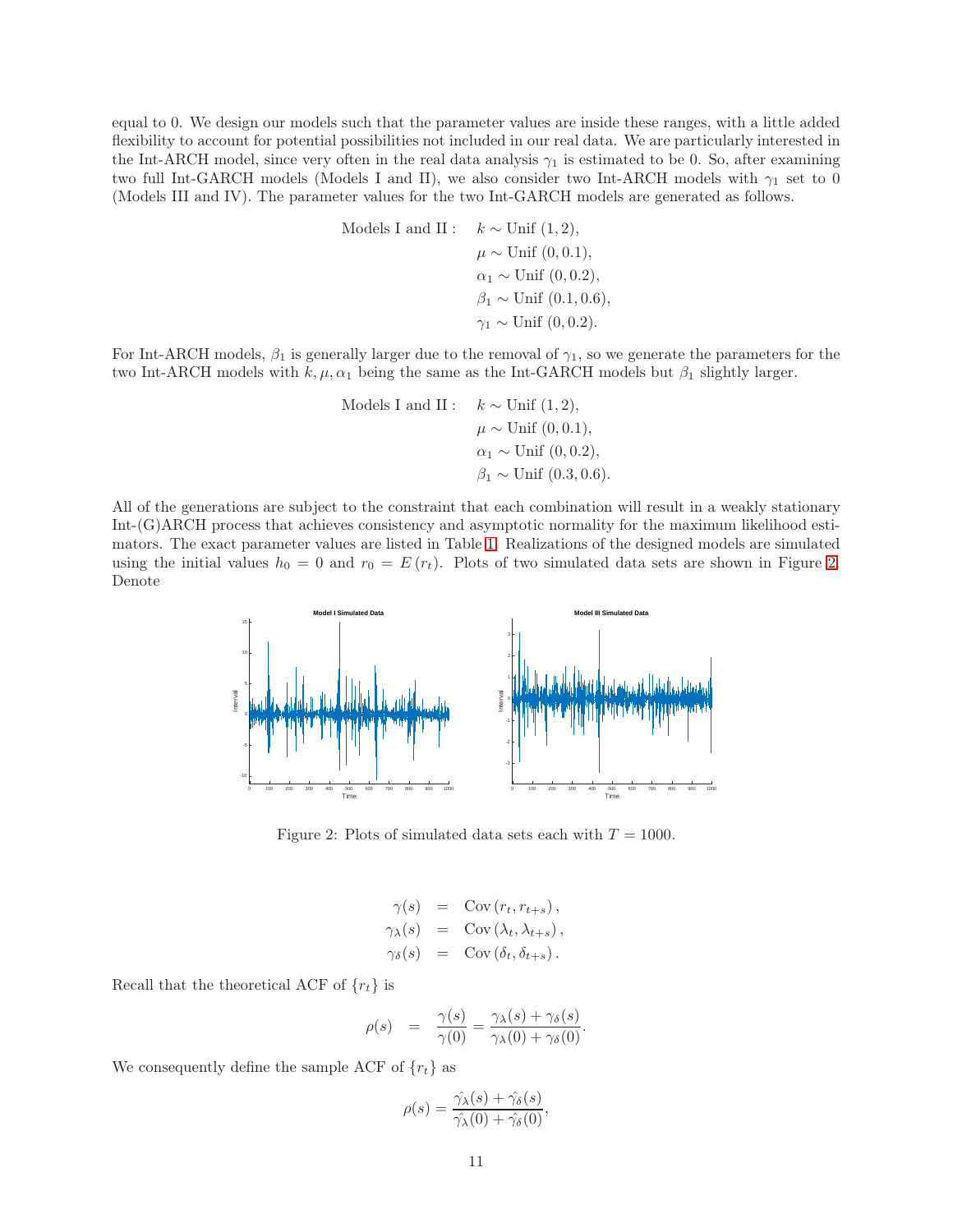equal to 0. We design our models such that the parameter values are inside these ranges, with a little added flexibility to account for potential possibilities not included in our real data. We are particularly interested in the Int-ARCH model, since very often in the real data analysis $\gamma_1$ is estimated to be 0. So, after examining two full Int-GARCH models (Models I and II), we also consider two Int-ARCH models with $\gamma_1$ set to 0 (Models III and IV). The parameter values for the two Int-GARCH models are generated as follows.

$$
\begin{aligned}
\text{Models I and II}: \quad & k \sim \text{Unif}\,(1,2), \\
& \mu \sim \text{Unif}\,(0,0.1), \\
& \alpha_1 \sim \text{Unif}\,(0,0.2), \\
& \beta_1 \sim \text{Unif}\,(0.1,0.6), \\
& \gamma_1 \sim \text{Unif}\,(0,0.2).
\end{aligned}
$$

For Int-ARCH models, $\beta_1$ is generally larger due to the removal of $\gamma_1$, so we generate the parameters for the two Int-ARCH models with $k, \mu, \alpha_1$ being the same as the Int-GARCH models but $\beta_1$ slightly larger.

$$
\begin{aligned}
\text{Models I and II}: \quad & k \sim \text{Unif}\,(1,2), \\
& \mu \sim \text{Unif}\,(0,0.1), \\
& \alpha_1 \sim \text{Unif}\,(0,0.2), \\
& \beta_1 \sim \text{Unif}\,(0.3,0.6).
\end{aligned}
$$

All of the generations are subject to the constraint that each combination will result in a weakly stationary Int-(G)ARCH process that achieves consistency and asymptotic normality for the maximum likelihood estimators. The exact parameter values are listed in Table 1. Realizations of the designed models are simulated using the initial values $h_0 = 0$ and $r_0 = E(r_t)$. Plots of two simulated data sets are shown in Figure 2. Denote

Figure 2: Plots of simulated data sets each with $T = 1000$.

$$
\begin{aligned}
\gamma(s) &= \text{Cov}\left(r_t, r_{t+s}\right), \\
\gamma_\lambda(s) &= \text{Cov}\left(\lambda_t, \lambda_{t+s}\right), \\
\gamma_\delta(s) &= \text{Cov}\left(\delta_t, \delta_{t+s}\right).
\end{aligned}
$$

Recall that the theoretical ACF of $\{r_t\}$ is

$$
\rho(s) = \frac{\gamma(s)}{\gamma(0)} = \frac{\gamma_\lambda(s) + \gamma_\delta(s)}{\gamma_\lambda(0) + \gamma_\delta(0)}.
$$

We consequently define the sample ACF of $\{r_t\}$ as

$$
\rho(s) = \frac{\hat{\gamma_\lambda}(s) + \hat{\gamma_\delta}(s)}{\hat{\gamma_\lambda}(0) + \hat{\gamma_\delta}(0)},
$$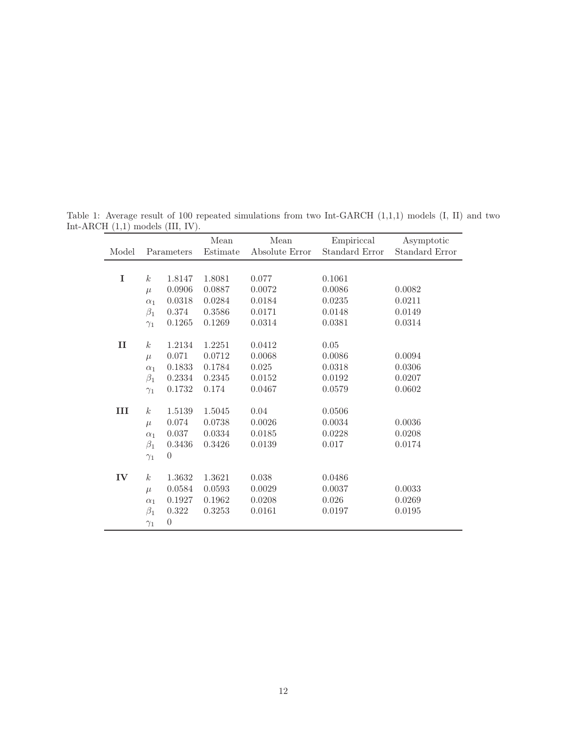Table 1: Average result of 100 repeated simulations from two Int-GARCH (1,1,1) models (I, II) and two Int-ARCH (1,1) models (III, IV).

| Model | Parameters | | Mean Estimate | Mean Absolute Error | Empiriccal Standard Error | Asymptotic Standard Error |
|---|---|---|---|---|---|---|
| **I** | $k$ | 1.8147 | 1.8081 | 0.077 | 0.1061 | |
| | $\mu$ | 0.0906 | 0.0887 | 0.0072 | 0.0086 | 0.0082 |
| | $\alpha_1$ | 0.0318 | 0.0284 | 0.0184 | 0.0235 | 0.0211 |
| | $\beta_1$ | 0.374 | 0.3586 | 0.0171 | 0.0148 | 0.0149 |
| | $\gamma_1$ | 0.1265 | 0.1269 | 0.0314 | 0.0381 | 0.0314 |
| **II** | $k$ | 1.2134 | 1.2251 | 0.0412 | 0.05 | |
| | $\mu$ | 0.071 | 0.0712 | 0.0068 | 0.0086 | 0.0094 |
| | $\alpha_1$ | 0.1833 | 0.1784 | 0.025 | 0.0318 | 0.0306 |
| | $\beta_1$ | 0.2334 | 0.2345 | 0.0152 | 0.0192 | 0.0207 |
| | $\gamma_1$ | 0.1732 | 0.174 | 0.0467 | 0.0579 | 0.0602 |
| **III** | $k$ | 1.5139 | 1.5045 | 0.04 | 0.0506 | |
| | $\mu$ | 0.074 | 0.0738 | 0.0026 | 0.0034 | 0.0036 |
| | $\alpha_1$ | 0.037 | 0.0334 | 0.0185 | 0.0228 | 0.0208 |
| | $\beta_1$ | 0.3436 | 0.3426 | 0.0139 | 0.017 | 0.0174 |
| | $\gamma_1$ | 0 | | | | |
| **IV** | $k$ | 1.3632 | 1.3621 | 0.038 | 0.0486 | |
| | $\mu$ | 0.0584 | 0.0593 | 0.0029 | 0.0037 | 0.0033 |
| | $\alpha_1$ | 0.1927 | 0.1962 | 0.0208 | 0.026 | 0.0269 |
| | $\beta_1$ | 0.322 | 0.3253 | 0.0161 | 0.0197 | 0.0195 |
| | $\gamma_1$ | 0 | | | | |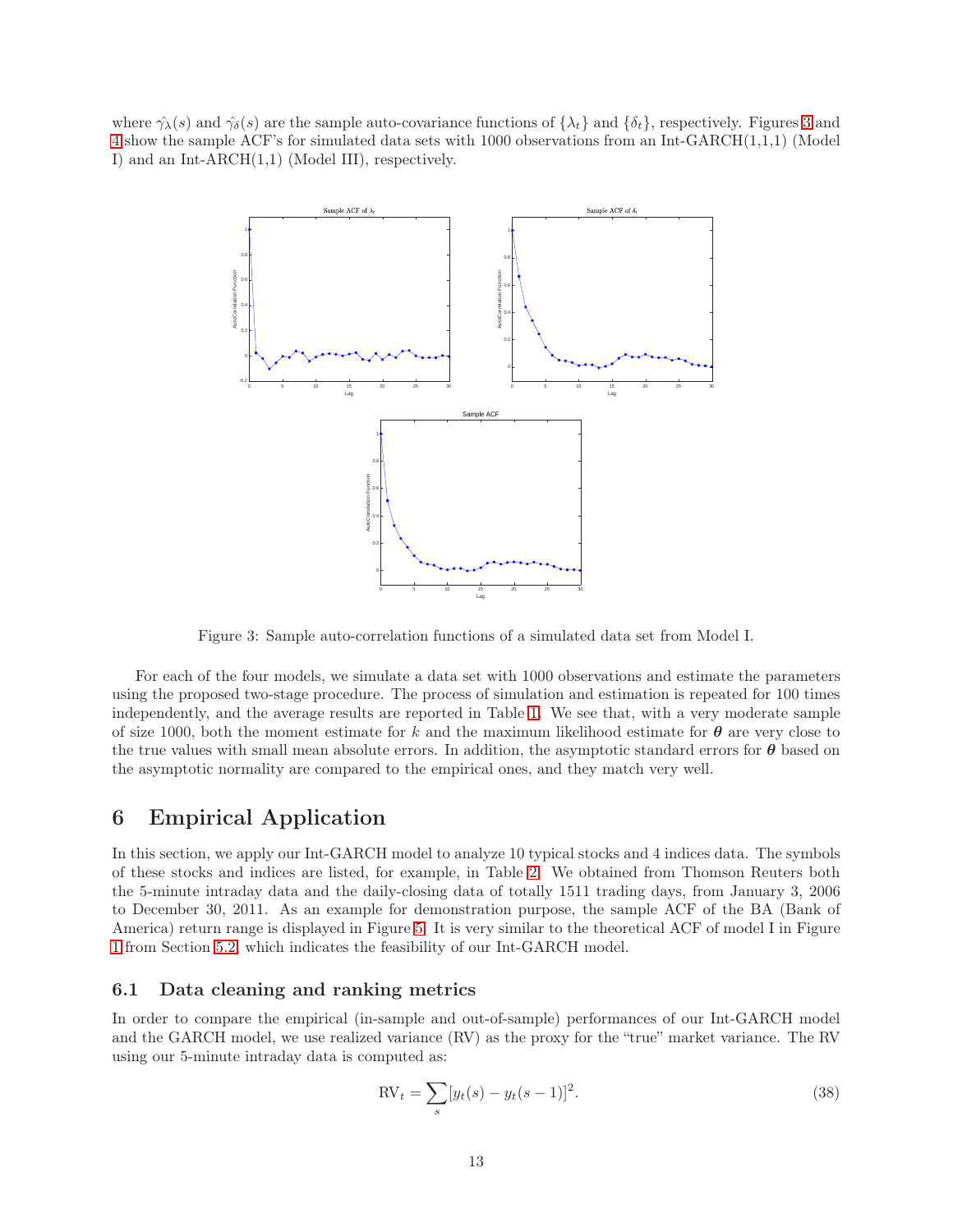where $\hat{\gamma_\lambda}(s)$ and $\hat{\gamma_\delta}(s)$ are the sample auto-covariance functions of $\{\lambda_t\}$ and $\{\delta_t\}$, respectively. Figures 3 and 4 show the sample ACF's for simulated data sets with 1000 observations from an Int-GARCH(1,1,1) (Model I) and an Int-ARCH(1,1) (Model III), respectively.

Figure 3: Sample auto-correlation functions of a simulated data set from Model I.

For each of the four models, we simulate a data set with 1000 observations and estimate the parameters using the proposed two-stage procedure. The process of simulation and estimation is repeated for 100 times independently, and the average results are reported in Table 1. We see that, with a very moderate sample of size 1000, both the moment estimate for $k$ and the maximum likelihood estimate for $\boldsymbol{\theta}$ are very close to the true values with small mean absolute errors. In addition, the asymptotic standard errors for $\boldsymbol{\theta}$ based on the asymptotic normality are compared to the empirical ones, and they match very well.

# 6 Empirical Application

In this section, we apply our Int-GARCH model to analyze 10 typical stocks and 4 indices data. The symbols of these stocks and indices are listed, for example, in Table 2. We obtained from Thomson Reuters both the 5-minute intraday data and the daily-closing data of totally 1511 trading days, from January 3, 2006 to December 30, 2011. As an example for demonstration purpose, the sample ACF of the BA (Bank of America) return range is displayed in Figure 5. It is very similar to the theoretical ACF of model I in Figure 1 from Section 5.2, which indicates the feasibility of our Int-GARCH model.

## 6.1 Data cleaning and ranking metrics

In order to compare the empirical (in-sample and out-of-sample) performances of our Int-GARCH model and the GARCH model, we use realized variance (RV) as the proxy for the "true" market variance. The RV using our 5-minute intraday data is computed as:

$$\mathrm{RV}_t = \sum_s [y_t(s) - y_t(s-1)]^2. \tag{38}$$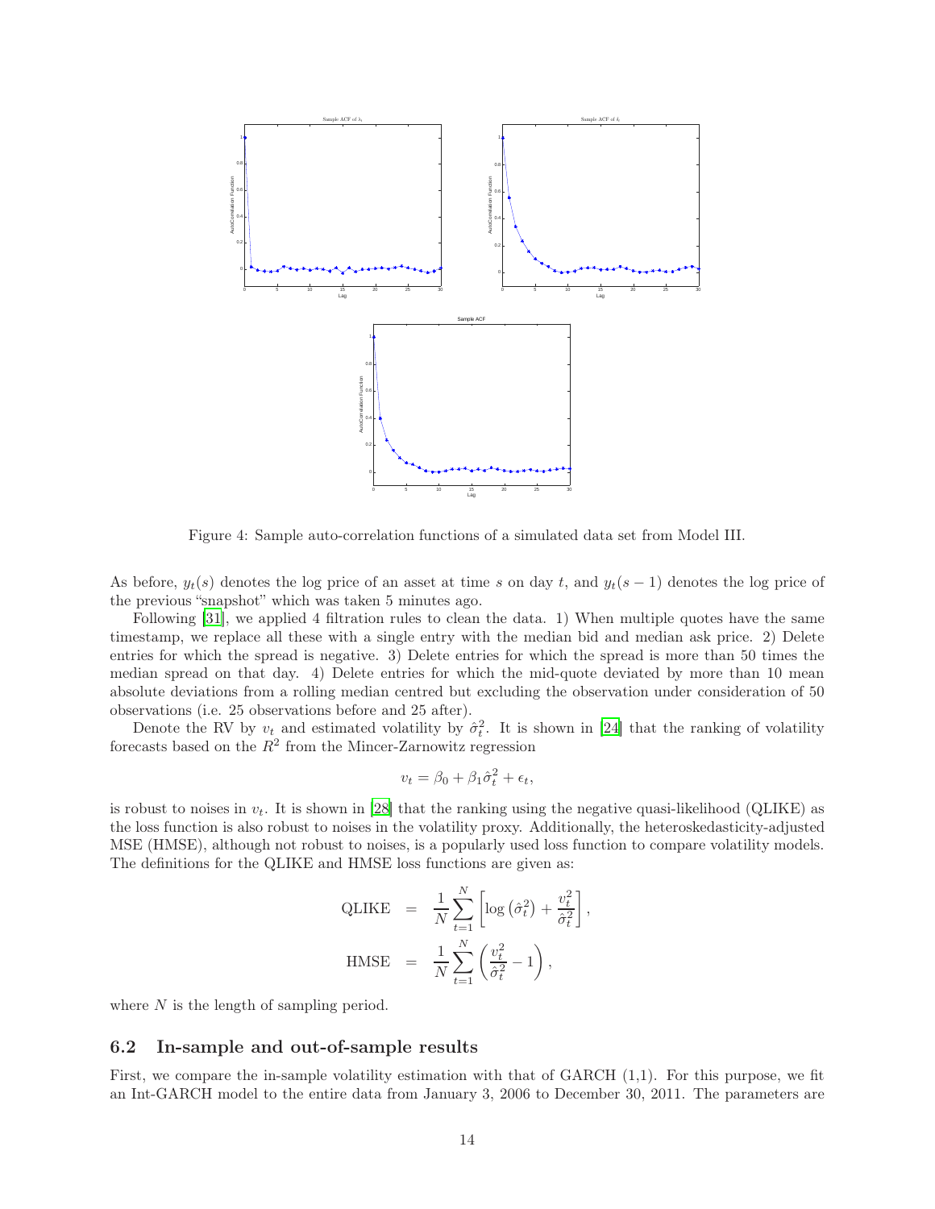Figure 4: Sample auto-correlation functions of a simulated data set from Model III.

As before, $y_t(s)$ denotes the log price of an asset at time $s$ on day $t$, and $y_t(s-1)$ denotes the log price of the previous "snapshot" which was taken 5 minutes ago.

Following [31], we applied 4 filtration rules to clean the data. 1) When multiple quotes have the same timestamp, we replace all these with a single entry with the median bid and median ask price. 2) Delete entries for which the spread is negative. 3) Delete entries for which the spread is more than 50 times the median spread on that day. 4) Delete entries for which the mid-quote deviated by more than 10 mean absolute deviations from a rolling median centred but excluding the observation under consideration of 50 observations (i.e. 25 observations before and 25 after).

Denote the RV by $v_t$ and estimated volatility by $\hat{\sigma}_t^2$. It is shown in [24] that the ranking of volatility forecasts based on the $R^2$ from the Mincer-Zarnowitz regression

$$v_t = \beta_0 + \beta_1 \hat{\sigma}_t^2 + \epsilon_t,$$

is robust to noises in $v_t$. It is shown in [28] that the ranking using the negative quasi-likelihood (QLIKE) as the loss function is also robust to noises in the volatility proxy. Additionally, the heteroskedasticity-adjusted MSE (HMSE), although not robust to noises, is a popularly used loss function to compare volatility models. The definitions for the QLIKE and HMSE loss functions are given as:

$$\begin{aligned}
\text{QLIKE} &= \frac{1}{N}\sum_{t=1}^{N}\left[\log\left(\hat{\sigma}_t^2\right) + \frac{v_t^2}{\hat{\sigma}_t^2}\right], \\
\text{HMSE} &= \frac{1}{N}\sum_{t=1}^{N}\left(\frac{v_t^2}{\hat{\sigma}_t^2} - 1\right),
\end{aligned}$$

where $N$ is the length of sampling period.

## 6.2 In-sample and out-of-sample results

First, we compare the in-sample volatility estimation with that of GARCH (1,1). For this purpose, we fit an Int-GARCH model to the entire data from January 3, 2006 to December 30, 2011. The parameters are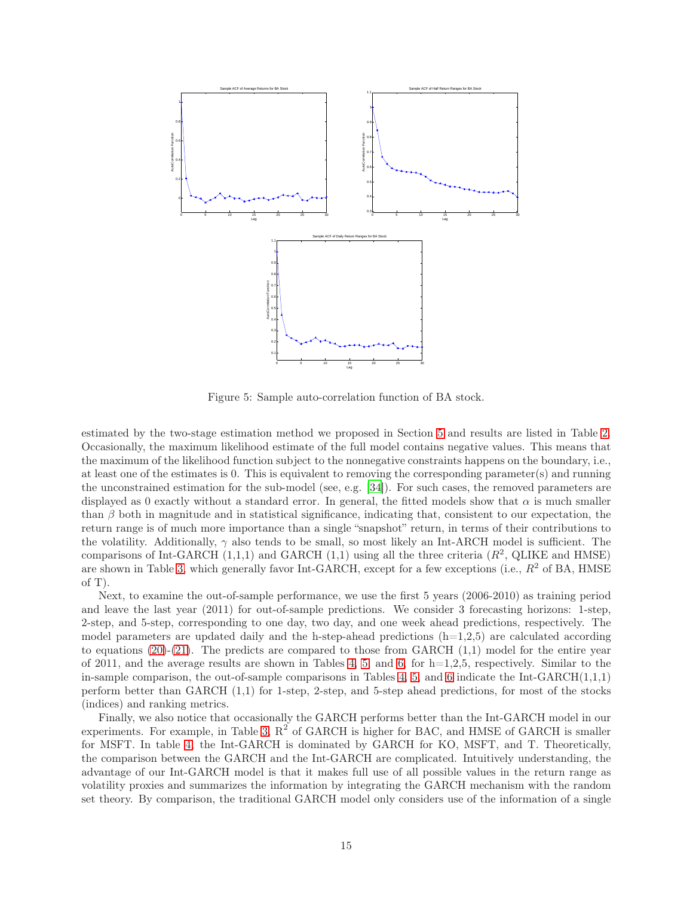Figure 5: Sample auto-correlation function of BA stock.

estimated by the two-stage estimation method we proposed in Section 5 and results are listed in Table 2. Occasionally, the maximum likelihood estimate of the full model contains negative values. This means that the maximum of the likelihood function subject to the nonnegative constraints happens on the boundary, i.e., at least one of the estimates is 0. This is equivalent to removing the corresponding parameter(s) and running the unconstrained estimation for the sub-model (see, e.g. [34]). For such cases, the removed parameters are displayed as 0 exactly without a standard error. In general, the fitted models show that $\alpha$ is much smaller than $\beta$ both in magnitude and in statistical significance, indicating that, consistent to our expectation, the return range is of much more importance than a single "snapshot" return, in terms of their contributions to the volatility. Additionally, $\gamma$ also tends to be small, so most likely an Int-ARCH model is sufficient. The comparisons of Int-GARCH (1,1,1) and GARCH (1,1) using all the three criteria ($R^2$, QLIKE and HMSE) are shown in Table 3, which generally favor Int-GARCH, except for a few exceptions (i.e., $R^2$ of BA, HMSE of T).

Next, to examine the out-of-sample performance, we use the first 5 years (2006-2010) as training period and leave the last year (2011) for out-of-sample predictions. We consider 3 forecasting horizons: 1-step, 2-step, and 5-step, corresponding to one day, two day, and one week ahead predictions, respectively. The model parameters are updated daily and the h-step-ahead predictions (h=1,2,5) are calculated according to equations (20)-(21). The predicts are compared to those from GARCH (1,1) model for the entire year of 2011, and the average results are shown in Tables 4, 5, and 6, for h=1,2,5, respectively. Similar to the in-sample comparison, the out-of-sample comparisons in Tables 4, 5, and 6 indicate the Int-GARCH(1,1,1) perform better than GARCH (1,1) for 1-step, 2-step, and 5-step ahead predictions, for most of the stocks (indices) and ranking metrics.

Finally, we also notice that occasionally the GARCH performs better than the Int-GARCH model in our experiments. For example, in Table 3, $R^2$ of GARCH is higher for BAC, and HMSE of GARCH is smaller for MSFT. In table 4, the Int-GARCH is dominated by GARCH for KO, MSFT, and T. Theoretically, the comparison between the GARCH and the Int-GARCH are complicated. Intuitively understanding, the advantage of our Int-GARCH model is that it makes full use of all possible values in the return range as volatility proxies and summarizes the information by integrating the GARCH mechanism with the random set theory. By comparison, the traditional GARCH model only considers use of the information of a single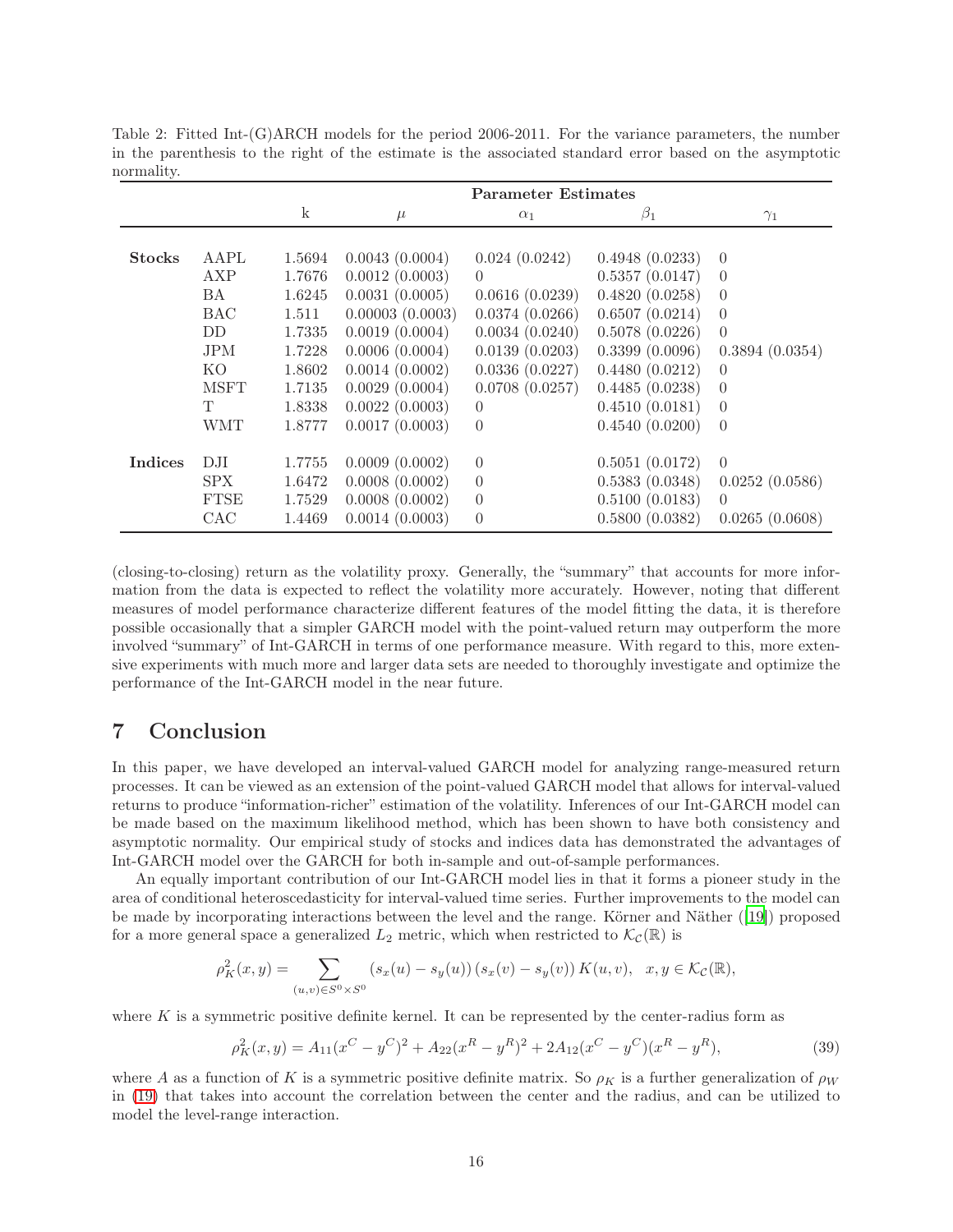Table 2: Fitted Int-(G)ARCH models for the period 2006-2011. For the variance parameters, the number in the parenthesis to the right of the estimate is the associated standard error based on the asymptotic normality.

| | | Parameter Estimates | | | | |
|---|---|---|---|---|---|---|
| | | k | $\mu$ | $\alpha_1$ | $\beta_1$ | $\gamma_1$ |
| **Stocks** | AAPL | 1.5694 | 0.0043 (0.0004) | 0.024 (0.0242) | 0.4948 (0.0233) | 0 |
| | AXP | 1.7676 | 0.0012 (0.0003) | 0 | 0.5357 (0.0147) | 0 |
| | BA | 1.6245 | 0.0031 (0.0005) | 0.0616 (0.0239) | 0.4820 (0.0258) | 0 |
| | BAC | 1.511 | 0.00003 (0.0003) | 0.0374 (0.0266) | 0.6507 (0.0214) | 0 |
| | DD | 1.7335 | 0.0019 (0.0004) | 0.0034 (0.0240) | 0.5078 (0.0226) | 0 |
| | JPM | 1.7228 | 0.0006 (0.0004) | 0.0139 (0.0203) | 0.3399 (0.0096) | 0.3894 (0.0354) |
| | KO | 1.8602 | 0.0014 (0.0002) | 0.0336 (0.0227) | 0.4480 (0.0212) | 0 |
| | MSFT | 1.7135 | 0.0029 (0.0004) | 0.0708 (0.0257) | 0.4485 (0.0238) | 0 |
| | T | 1.8338 | 0.0022 (0.0003) | 0 | 0.4510 (0.0181) | 0 |
| | WMT | 1.8777 | 0.0017 (0.0003) | 0 | 0.4540 (0.0200) | 0 |
| **Indices** | DJI | 1.7755 | 0.0009 (0.0002) | 0 | 0.5051 (0.0172) | 0 |
| | SPX | 1.6472 | 0.0008 (0.0002) | 0 | 0.5383 (0.0348) | 0.0252 (0.0586) |
| | FTSE | 1.7529 | 0.0008 (0.0002) | 0 | 0.5100 (0.0183) | 0 |
| | CAC | 1.4469 | 0.0014 (0.0003) | 0 | 0.5800 (0.0382) | 0.0265 (0.0608) |

(closing-to-closing) return as the volatility proxy. Generally, the "summary" that accounts for more information from the data is expected to reflect the volatility more accurately. However, noting that different measures of model performance characterize different features of the model fitting the data, it is therefore possible occasionally that a simpler GARCH model with the point-valued return may outperform the more involved "summary" of Int-GARCH in terms of one performance measure. With regard to this, more extensive experiments with much more and larger data sets are needed to thoroughly investigate and optimize the performance of the Int-GARCH model in the near future.

## 7 Conclusion

In this paper, we have developed an interval-valued GARCH model for analyzing range-measured return processes. It can be viewed as an extension of the point-valued GARCH model that allows for interval-valued returns to produce "information-richer" estimation of the volatility. Inferences of our Int-GARCH model can be made based on the maximum likelihood method, which has been shown to have both consistency and asymptotic normality. Our empirical study of stocks and indices data has demonstrated the advantages of Int-GARCH model over the GARCH for both in-sample and out-of-sample performances.

An equally important contribution of our Int-GARCH model lies in that it forms a pioneer study in the area of conditional heteroscedasticity for interval-valued time series. Further improvements to the model can be made by incorporating interactions between the level and the range. Körner and Näther ([19]) proposed for a more general space a generalized $L_2$ metric, which when restricted to $\mathcal{K}_{\mathcal{C}}(\mathbb{R})$ is

$$\rho_K^2(x, y) = \sum_{(u,v)\in S^0\times S^0} (s_x(u) - s_y(u))(s_x(v) - s_y(v)) K(u, v), \quad x, y \in \mathcal{K}_{\mathcal{C}}(\mathbb{R}),$$

where $K$ is a symmetric positive definite kernel. It can be represented by the center-radius form as

$$\rho_K^2(x, y) = A_{11}(x^C - y^C)^2 + A_{22}(x^R - y^R)^2 + 2A_{12}(x^C - y^C)(x^R - y^R), \tag{39}$$

where $A$ as a function of $K$ is a symmetric positive definite matrix. So $\rho_K$ is a further generalization of $\rho_W$ in (19) that takes into account the correlation between the center and the radius, and can be utilized to model the level-range interaction.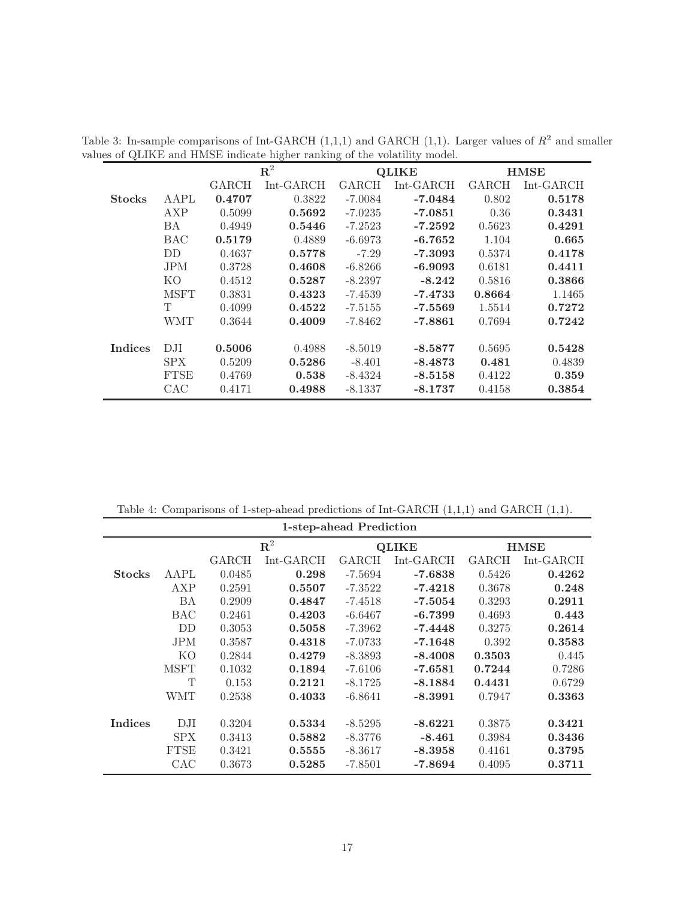Table 3: In-sample comparisons of Int-GARCH (1,1,1) and GARCH (1,1). Larger values of $R^2$ and smaller values of QLIKE and HMSE indicate higher ranking of the volatility model.

| | | $\mathbf{R}^2$ | | **QLIKE** | | **HMSE** | |
|---|---|---|---|---|---|---|---|
| | | GARCH | Int-GARCH | GARCH | Int-GARCH | GARCH | Int-GARCH |
| **Stocks** | AAPL | **0.4707** | 0.3822 | -7.0084 | **-7.0484** | 0.802 | **0.5178** |
| | AXP | 0.5099 | **0.5692** | -7.0235 | **-7.0851** | 0.36 | **0.3431** |
| | BA | 0.4949 | **0.5446** | -7.2523 | **-7.2592** | 0.5623 | **0.4291** |
| | BAC | **0.5179** | 0.4889 | -6.6973 | **-6.7652** | 1.104 | **0.665** |
| | DD | 0.4637 | **0.5778** | -7.29 | **-7.3093** | 0.5374 | **0.4178** |
| | JPM | 0.3728 | **0.4608** | -6.8266 | **-6.9093** | 0.6181 | **0.4411** |
| | KO | 0.4512 | **0.5287** | -8.2397 | **-8.242** | 0.5816 | **0.3866** |
| | MSFT | 0.3831 | **0.4323** | -7.4539 | **-7.4733** | **0.8664** | 1.1465 |
| | T | 0.4099 | **0.4522** | -7.5155 | **-7.5569** | 1.5514 | **0.7272** |
| | WMT | 0.3644 | **0.4009** | -7.8462 | **-7.8861** | 0.7694 | **0.7242** |
| **Indices** | DJI | **0.5006** | 0.4988 | -8.5019 | **-8.5877** | 0.5695 | **0.5428** |
| | SPX | 0.5209 | **0.5286** | -8.401 | **-8.4873** | **0.481** | 0.4839 |
| | FTSE | 0.4769 | **0.538** | -8.4324 | **-8.5158** | 0.4122 | **0.359** |
| | CAC | 0.4171 | **0.4988** | -8.1337 | **-8.1737** | 0.4158 | **0.3854** |

Table 4: Comparisons of 1-step-ahead predictions of Int-GARCH (1,1,1) and GARCH (1,1).

| **1-step-ahead Prediction** | | | | | | | |
|---|---|---|---|---|---|---|---|
| | | $\mathbf{R}^2$ | | **QLIKE** | | **HMSE** | |
| | | GARCH | Int-GARCH | GARCH | Int-GARCH | GARCH | Int-GARCH |
| **Stocks** | AAPL | 0.0485 | **0.298** | -7.5694 | **-7.6838** | 0.5426 | **0.4262** |
| | AXP | 0.2591 | **0.5507** | -7.3522 | **-7.4218** | 0.3678 | **0.248** |
| | BA | 0.2909 | **0.4847** | -7.4518 | **-7.5054** | 0.3293 | **0.2911** |
| | BAC | 0.2461 | **0.4203** | -6.6467 | **-6.7399** | 0.4693 | **0.443** |
| | DD | 0.3053 | **0.5058** | -7.3962 | **-7.4448** | 0.3275 | **0.2614** |
| | JPM | 0.3587 | **0.4318** | -7.0733 | **-7.1648** | 0.392 | **0.3583** |
| | KO | 0.2844 | **0.4279** | -8.3893 | **-8.4008** | **0.3503** | 0.445 |
| | MSFT | 0.1032 | **0.1894** | -7.6106 | **-7.6581** | **0.7244** | 0.7286 |
| | T | 0.153 | **0.2121** | -8.1725 | **-8.1884** | **0.4431** | 0.6729 |
| | WMT | 0.2538 | **0.4033** | -6.8641 | **-8.3991** | 0.7947 | **0.3363** |
| **Indices** | DJI | 0.3204 | **0.5334** | -8.5295 | **-8.6221** | 0.3875 | **0.3421** |
| | SPX | 0.3413 | **0.5882** | -8.3776 | **-8.461** | 0.3984 | **0.3436** |
| | FTSE | 0.3421 | **0.5555** | -8.3617 | **-8.3958** | 0.4161 | **0.3795** |
| | CAC | 0.3673 | **0.5285** | -7.8501 | **-7.8694** | 0.4095 | **0.3711** |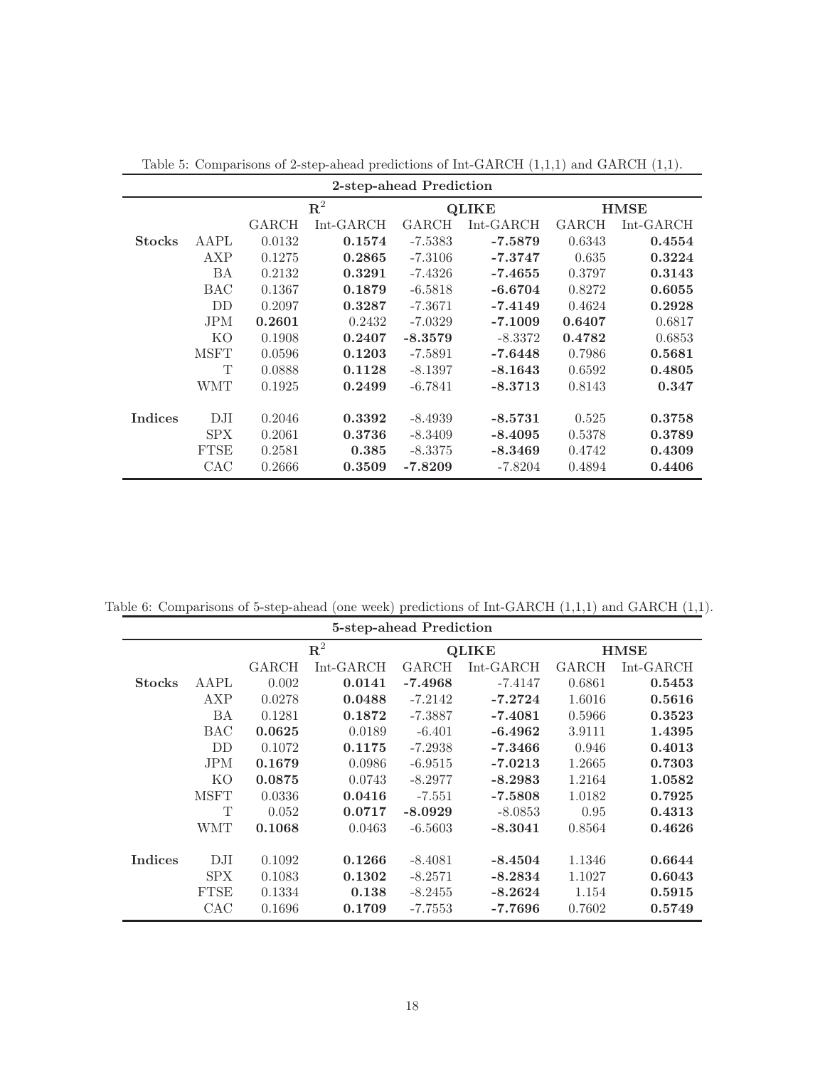Table 5: Comparisons of 2-step-ahead predictions of Int-GARCH (1,1,1) and GARCH (1,1).

| **2-step-ahead Prediction** | | | | | | | |
|---|---|---|---|---|---|---|---|
| | | $\mathbf{R}^2$ | | **QLIKE** | | **HMSE** | |
| | | GARCH | Int-GARCH | GARCH | Int-GARCH | GARCH | Int-GARCH |
| **Stocks** | AAPL | 0.0132 | **0.1574** | -7.5383 | **-7.5879** | 0.6343 | **0.4554** |
| | AXP | 0.1275 | **0.2865** | -7.3106 | **-7.3747** | 0.635 | **0.3224** |
| | BA | 0.2132 | **0.3291** | -7.4326 | **-7.4655** | 0.3797 | **0.3143** |
| | BAC | 0.1367 | **0.1879** | -6.5818 | **-6.6704** | 0.8272 | **0.6055** |
| | DD | 0.2097 | **0.3287** | -7.3671 | **-7.4149** | 0.4624 | **0.2928** |
| | JPM | **0.2601** | 0.2432 | -7.0329 | **-7.1009** | **0.6407** | 0.6817 |
| | KO | 0.1908 | **0.2407** | **-8.3579** | -8.3372 | **0.4782** | 0.6853 |
| | MSFT | 0.0596 | **0.1203** | -7.5891 | **-7.6448** | 0.7986 | **0.5681** |
| | T | 0.0888 | **0.1128** | -8.1397 | **-8.1643** | 0.6592 | **0.4805** |
| | WMT | 0.1925 | **0.2499** | -6.7841 | **-8.3713** | 0.8143 | **0.347** |
| **Indices** | DJI | 0.2046 | **0.3392** | -8.4939 | **-8.5731** | 0.525 | **0.3758** |
| | SPX | 0.2061 | **0.3736** | -8.3409 | **-8.4095** | 0.5378 | **0.3789** |
| | FTSE | 0.2581 | **0.385** | -8.3375 | **-8.3469** | 0.4742 | **0.4309** |
| | CAC | 0.2666 | **0.3509** | **-7.8209** | -7.8204 | 0.4894 | **0.4406** |

Table 6: Comparisons of 5-step-ahead (one week) predictions of Int-GARCH (1,1,1) and GARCH (1,1).

| **5-step-ahead Prediction** | | | | | | | |
|---|---|---|---|---|---|---|---|
| | | $\mathbf{R}^2$ | | **QLIKE** | | **HMSE** | |
| | | GARCH | Int-GARCH | GARCH | Int-GARCH | GARCH | Int-GARCH |
| **Stocks** | AAPL | 0.002 | **0.0141** | **-7.4968** | -7.4147 | 0.6861 | **0.5453** |
| | AXP | 0.0278 | **0.0488** | -7.2142 | **-7.2724** | 1.6016 | **0.5616** |
| | BA | 0.1281 | **0.1872** | -7.3887 | **-7.4081** | 0.5966 | **0.3523** |
| | BAC | **0.0625** | 0.0189 | -6.401 | **-6.4962** | 3.9111 | **1.4395** |
| | DD | 0.1072 | **0.1175** | -7.2938 | **-7.3466** | 0.946 | **0.4013** |
| | JPM | **0.1679** | 0.0986 | -6.9515 | **-7.0213** | 1.2665 | **0.7303** |
| | KO | **0.0875** | 0.0743 | -8.2977 | **-8.2983** | 1.2164 | **1.0582** |
| | MSFT | 0.0336 | **0.0416** | -7.551 | **-7.5808** | 1.0182 | **0.7925** |
| | T | 0.052 | **0.0717** | **-8.0929** | -8.0853 | 0.95 | **0.4313** |
| | WMT | **0.1068** | 0.0463 | -6.5603 | **-8.3041** | 0.8564 | **0.4626** |
| **Indices** | DJI | 0.1092 | **0.1266** | -8.4081 | **-8.4504** | 1.1346 | **0.6644** |
| | SPX | 0.1083 | **0.1302** | -8.2571 | **-8.2834** | 1.1027 | **0.6043** |
| | FTSE | 0.1334 | **0.138** | -8.2455 | **-8.2624** | 1.154 | **0.5915** |
| | CAC | 0.1696 | **0.1709** | -7.7553 | **-7.7696** | 0.7602 | **0.5749** |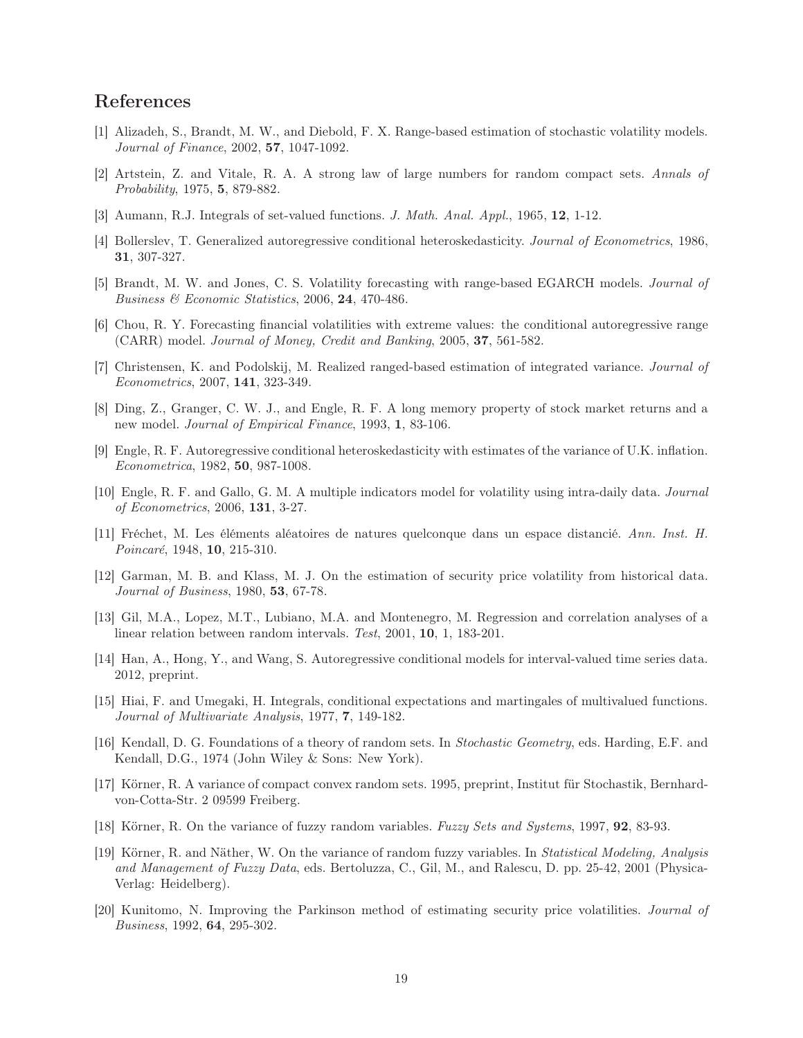## References

[1] Alizadeh, S., Brandt, M. W., and Diebold, F. X. Range-based estimation of stochastic volatility models. *Journal of Finance*, 2002, **57**, 1047-1092.

[2] Artstein, Z. and Vitale, R. A. A strong law of large numbers for random compact sets. *Annals of Probability*, 1975, **5**, 879-882.

[3] Aumann, R.J. Integrals of set-valued functions. *J. Math. Anal. Appl.*, 1965, **12**, 1-12.

[4] Bollerslev, T. Generalized autoregressive conditional heteroskedasticity. *Journal of Econometrics*, 1986, **31**, 307-327.

[5] Brandt, M. W. and Jones, C. S. Volatility forecasting with range-based EGARCH models. *Journal of Business & Economic Statistics*, 2006, **24**, 470-486.

[6] Chou, R. Y. Forecasting financial volatilities with extreme values: the conditional autoregressive range (CARR) model. *Journal of Money, Credit and Banking*, 2005, **37**, 561-582.

[7] Christensen, K. and Podolskij, M. Realized ranged-based estimation of integrated variance. *Journal of Econometrics*, 2007, **141**, 323-349.

[8] Ding, Z., Granger, C. W. J., and Engle, R. F. A long memory property of stock market returns and a new model. *Journal of Empirical Finance*, 1993, **1**, 83-106.

[9] Engle, R. F. Autoregressive conditional heteroskedasticity with estimates of the variance of U.K. inflation. *Econometrica*, 1982, **50**, 987-1008.

[10] Engle, R. F. and Gallo, G. M. A multiple indicators model for volatility using intra-daily data. *Journal of Econometrics*, 2006, **131**, 3-27.

[11] Fréchet, M. Les éléments aléatoires de natures quelconque dans un espace distancié. *Ann. Inst. H. Poincaré*, 1948, **10**, 215-310.

[12] Garman, M. B. and Klass, M. J. On the estimation of security price volatility from historical data. *Journal of Business*, 1980, **53**, 67-78.

[13] Gil, M.A., Lopez, M.T., Lubiano, M.A. and Montenegro, M. Regression and correlation analyses of a linear relation between random intervals. *Test*, 2001, **10**, 1, 183-201.

[14] Han, A., Hong, Y., and Wang, S. Autoregressive conditional models for interval-valued time series data. 2012, preprint.

[15] Hiai, F. and Umegaki, H. Integrals, conditional expectations and martingales of multivalued functions. *Journal of Multivariate Analysis*, 1977, **7**, 149-182.

[16] Kendall, D. G. Foundations of a theory of random sets. In *Stochastic Geometry*, eds. Harding, E.F. and Kendall, D.G., 1974 (John Wiley & Sons: New York).

[17] Körner, R. A variance of compact convex random sets. 1995, preprint, Institut für Stochastik, Bernhard-von-Cotta-Str. 2 09599 Freiberg.

[18] Körner, R. On the variance of fuzzy random variables. *Fuzzy Sets and Systems*, 1997, **92**, 83-93.

[19] Körner, R. and Näther, W. On the variance of random fuzzy variables. In *Statistical Modeling, Analysis and Management of Fuzzy Data*, eds. Bertoluzza, C., Gil, M., and Ralescu, D. pp. 25-42, 2001 (Physica-Verlag: Heidelberg).

[20] Kunitomo, N. Improving the Parkinson method of estimating security price volatilities. *Journal of Business*, 1992, **64**, 295-302.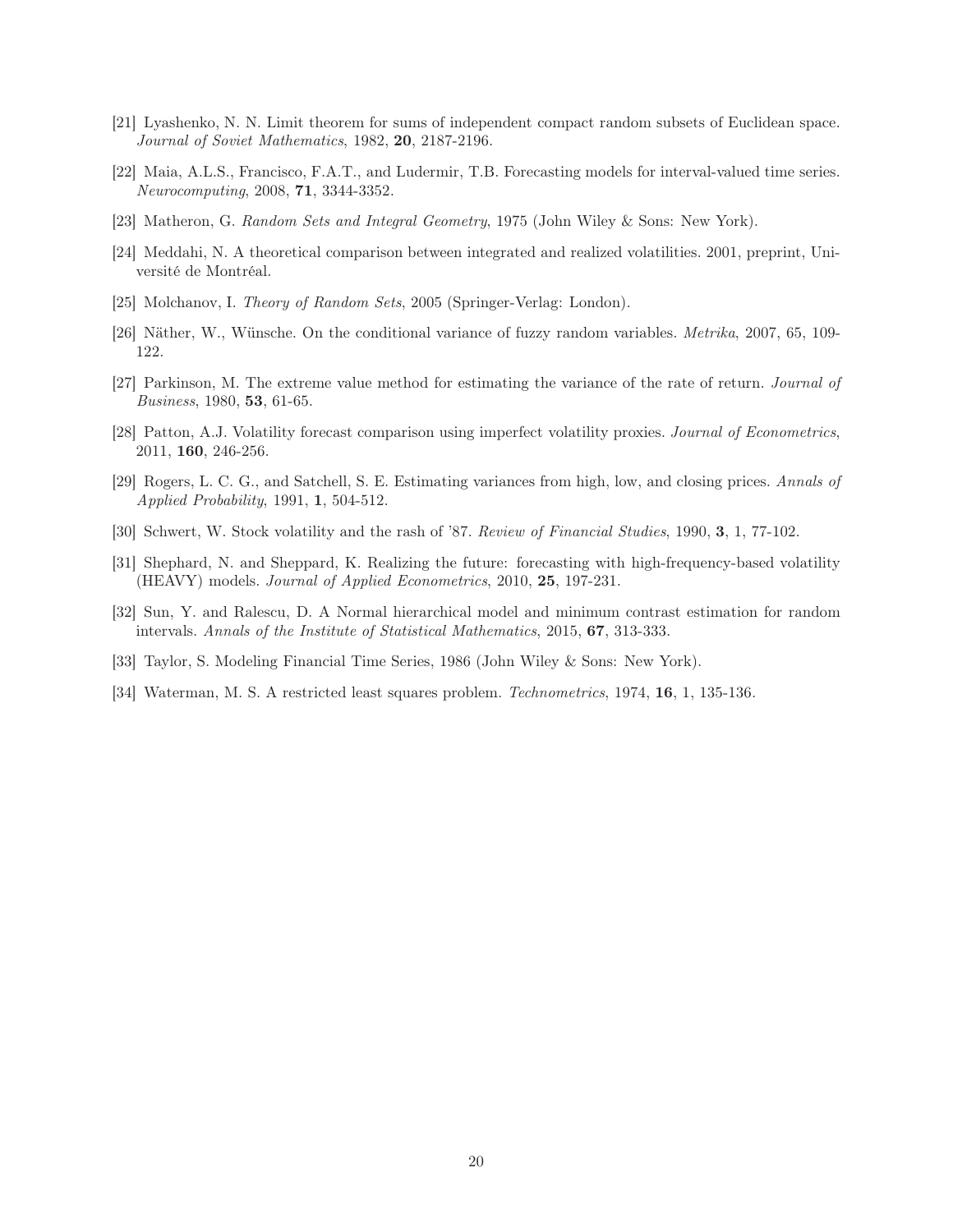[21] Lyashenko, N. N. Limit theorem for sums of independent compact random subsets of Euclidean space. *Journal of Soviet Mathematics*, 1982, **20**, 2187-2196.

[22] Maia, A.L.S., Francisco, F.A.T., and Ludermir, T.B. Forecasting models for interval-valued time series. *Neurocomputing*, 2008, **71**, 3344-3352.

[23] Matheron, G. *Random Sets and Integral Geometry*, 1975 (John Wiley & Sons: New York).

[24] Meddahi, N. A theoretical comparison between integrated and realized volatilities. 2001, preprint, Université de Montréal.

[25] Molchanov, I. *Theory of Random Sets*, 2005 (Springer-Verlag: London).

[26] Näther, W., Wünsche. On the conditional variance of fuzzy random variables. *Metrika*, 2007, 65, 109-122.

[27] Parkinson, M. The extreme value method for estimating the variance of the rate of return. *Journal of Business*, 1980, **53**, 61-65.

[28] Patton, A.J. Volatility forecast comparison using imperfect volatility proxies. *Journal of Econometrics*, 2011, **160**, 246-256.

[29] Rogers, L. C. G., and Satchell, S. E. Estimating variances from high, low, and closing prices. *Annals of Applied Probability*, 1991, **1**, 504-512.

[30] Schwert, W. Stock volatility and the rash of '87. *Review of Financial Studies*, 1990, **3**, 1, 77-102.

[31] Shephard, N. and Sheppard, K. Realizing the future: forecasting with high-frequency-based volatility (HEAVY) models. *Journal of Applied Econometrics*, 2010, **25**, 197-231.

[32] Sun, Y. and Ralescu, D. A Normal hierarchical model and minimum contrast estimation for random intervals. *Annals of the Institute of Statistical Mathematics*, 2015, **67**, 313-333.

[33] Taylor, S. Modeling Financial Time Series, 1986 (John Wiley & Sons: New York).

[34] Waterman, M. S. A restricted least squares problem. *Technometrics*, 1974, **16**, 1, 135-136.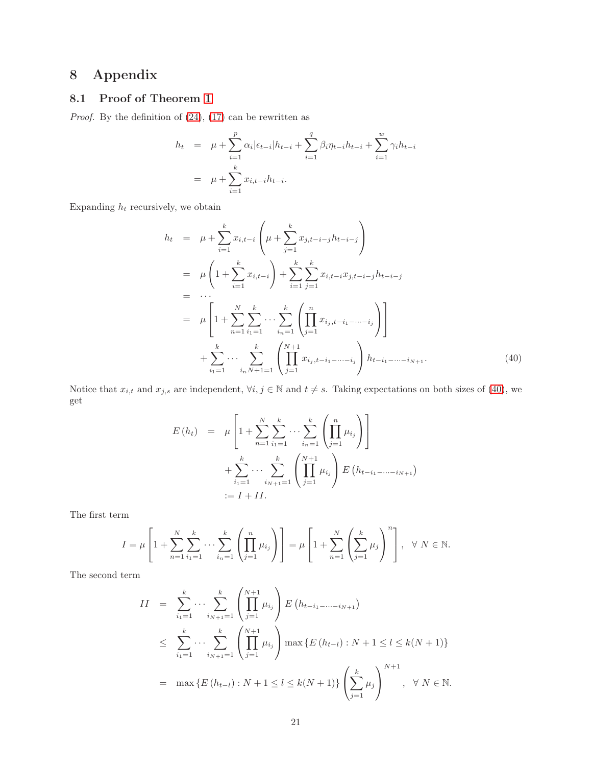# 8 Appendix

## 8.1 Proof of Theorem 1

*Proof.* By the definition of (24), (17) can be rewritten as

$$
\begin{aligned}
h_t &= \mu + \sum_{i=1}^{p} \alpha_i |\epsilon_{t-i}| h_{t-i} + \sum_{i=1}^{q} \beta_i \eta_{t-i} h_{t-i} + \sum_{i=1}^{w} \gamma_i h_{t-i} \\
&= \mu + \sum_{i=1}^{k} x_{i,t-i} h_{t-i}.
\end{aligned}
$$

Expanding $h_t$ recursively, we obtain

$$
\begin{aligned}
h_t &= \mu + \sum_{i=1}^{k} x_{i,t-i} \left( \mu + \sum_{j=1}^{k} x_{j,t-i-j} h_{t-i-j} \right) \\
&= \mu \left( 1 + \sum_{i=1}^{k} x_{i,t-i} \right) + \sum_{i=1}^{k} \sum_{j=1}^{k} x_{i,t-i} x_{j,t-i-j} h_{t-i-j} \\
&= \cdots \\
&= \mu \left[ 1 + \sum_{n=1}^{N} \sum_{i_1=1}^{k} \cdots \sum_{i_n=1}^{k} \left( \prod_{j=1}^{n} x_{i_j, t-i_1-\cdots-i_j} \right) \right] \\
&\quad + \sum_{i_1=1}^{k} \cdots \sum_{i_{n}N+1=1}^{k} \left( \prod_{j=1}^{N+1} x_{i_j, t-i_1-\cdots-i_j} \right) h_{t-i_1-\cdots-i_{N+1}}. \qquad (40)
\end{aligned}
$$

Notice that $x_{i,t}$ and $x_{j,s}$ are independent, $\forall i, j \in \mathbb{N}$ and $t \neq s$. Taking expectations on both sizes of (40), we get

$$
\begin{aligned}
E(h_t) &= \mu \left[ 1 + \sum_{n=1}^{N} \sum_{i_1=1}^{k} \cdots \sum_{i_n=1}^{k} \left( \prod_{j=1}^{n} \mu_{i_j} \right) \right] \\
&\quad + \sum_{i_1=1}^{k} \cdots \sum_{i_{N+1}=1}^{k} \left( \prod_{j=1}^{N+1} \mu_{i_j} \right) E\left( h_{t-i_1-\cdots-i_{N+1}} \right) \\
&:= I + II.
\end{aligned}
$$

The first term

$$
I = \mu \left[ 1 + \sum_{n=1}^{N} \sum_{i_1=1}^{k} \cdots \sum_{i_n=1}^{k} \left( \prod_{j=1}^{n} \mu_{i_j} \right) \right] = \mu \left[ 1 + \sum_{n=1}^{N} \left( \sum_{j=1}^{k} \mu_j \right)^n \right], \quad \forall\, N \in \mathbb{N}.
$$

The second term

$$
\begin{aligned}
II &= \sum_{i_1=1}^{k} \cdots \sum_{i_{N+1}=1}^{k} \left( \prod_{j=1}^{N+1} \mu_{i_j} \right) E\left( h_{t-i_1-\cdots-i_{N+1}} \right) \\
&\leq \sum_{i_1=1}^{k} \cdots \sum_{i_{N+1}=1}^{k} \left( \prod_{j=1}^{N+1} \mu_{i_j} \right) \max\left\{ E\left( h_{t-l} \right) : N+1 \leq l \leq k(N+1) \right\} \\
&= \max\left\{ E\left( h_{t-l} \right) : N+1 \leq l \leq k(N+1) \right\} \left( \sum_{j=1}^{k} \mu_j \right)^{N+1}, \quad \forall\, N \in \mathbb{N}.
\end{aligned}
$$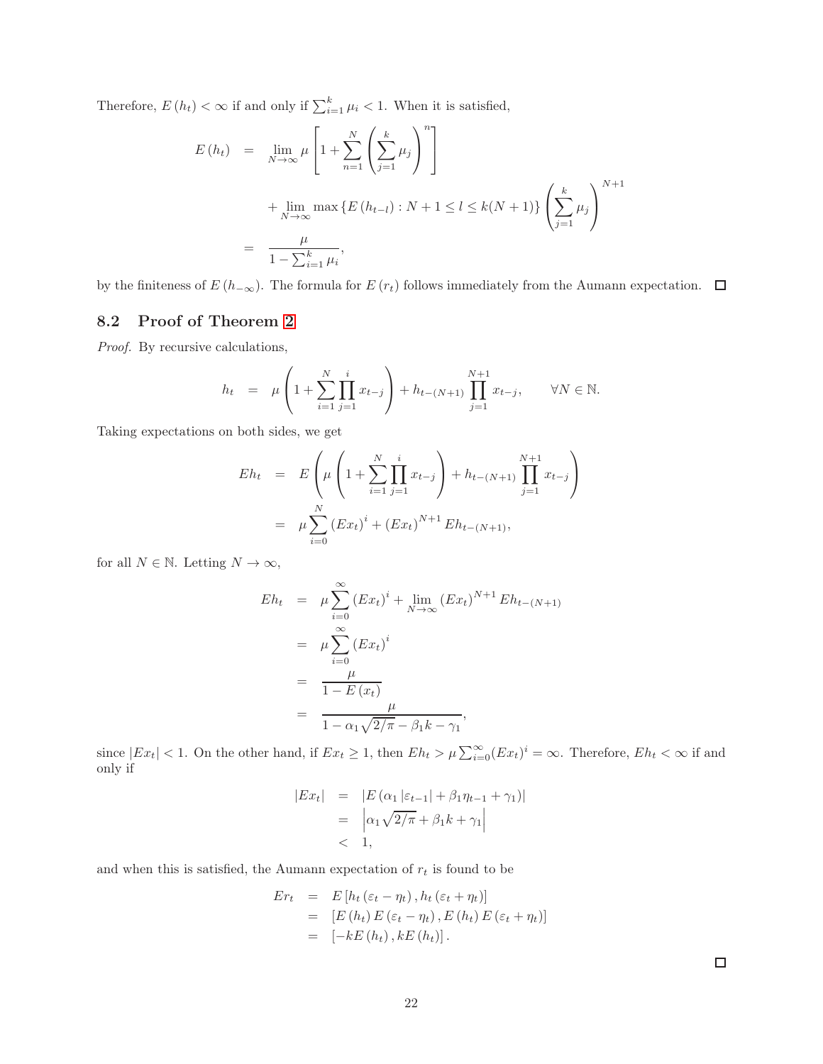Therefore, $E(h_t) < \infty$ if and only if $\sum_{i=1}^{k} \mu_i < 1$. When it is satisfied,

$$
\begin{aligned}
E(h_t) &= \lim_{N\to\infty} \mu \left[ 1 + \sum_{n=1}^{N} \left( \sum_{j=1}^{k} \mu_j \right)^n \right] \\
&\quad + \lim_{N\to\infty} \max \{ E(h_{t-l}) : N+1 \le l \le k(N+1) \} \left( \sum_{j=1}^{k} \mu_j \right)^{N+1} \\
&= \frac{\mu}{1 - \sum_{i=1}^{k} \mu_i},
\end{aligned}
$$

by the finiteness of $E(h_{-\infty})$. The formula for $E(r_t)$ follows immediately from the Aumann expectation. □

## 8.2 Proof of Theorem 2

*Proof.* By recursive calculations,

$$
h_t = \mu \left( 1 + \sum_{i=1}^{N} \prod_{j=1}^{i} x_{t-j} \right) + h_{t-(N+1)} \prod_{j=1}^{N+1} x_{t-j}, \qquad \forall N \in \mathbb{N}.
$$

Taking expectations on both sides, we get

$$
\begin{aligned}
Eh_t &= E \left( \mu \left( 1 + \sum_{i=1}^{N} \prod_{j=1}^{i} x_{t-j} \right) + h_{t-(N+1)} \prod_{j=1}^{N+1} x_{t-j} \right) \\
&= \mu \sum_{i=0}^{N} (Ex_t)^i + (Ex_t)^{N+1} Eh_{t-(N+1)},
\end{aligned}
$$

for all $N \in \mathbb{N}$. Letting $N \to \infty$,

$$
\begin{aligned}
Eh_t &= \mu \sum_{i=0}^{\infty} (Ex_t)^i + \lim_{N\to\infty} (Ex_t)^{N+1} Eh_{t-(N+1)} \\
&= \mu \sum_{i=0}^{\infty} (Ex_t)^i \\
&= \frac{\mu}{1 - E(x_t)} \\
&= \frac{\mu}{1 - \alpha_1 \sqrt{2/\pi} - \beta_1 k - \gamma_1},
\end{aligned}
$$

since $|Ex_t| < 1$. On the other hand, if $Ex_t \ge 1$, then $Eh_t > \mu \sum_{i=0}^{\infty} (Ex_t)^i = \infty$. Therefore, $Eh_t < \infty$ if and only if

$$
\begin{aligned}
|Ex_t| &= |E(\alpha_1 |\varepsilon_{t-1}| + \beta_1 \eta_{t-1} + \gamma_1)| \\
&= \left| \alpha_1 \sqrt{2/\pi} + \beta_1 k + \gamma_1 \right| \\
&< 1,
\end{aligned}
$$

and when this is satisfied, the Aumann expectation of $r_t$ is found to be

$$
\begin{aligned}
Er_t &= E[h_t(\varepsilon_t - \eta_t), h_t(\varepsilon_t + \eta_t)] \\
&= [E(h_t) E(\varepsilon_t - \eta_t), E(h_t) E(\varepsilon_t + \eta_t)] \\
&= [-kE(h_t), kE(h_t)].
\end{aligned}
$$

□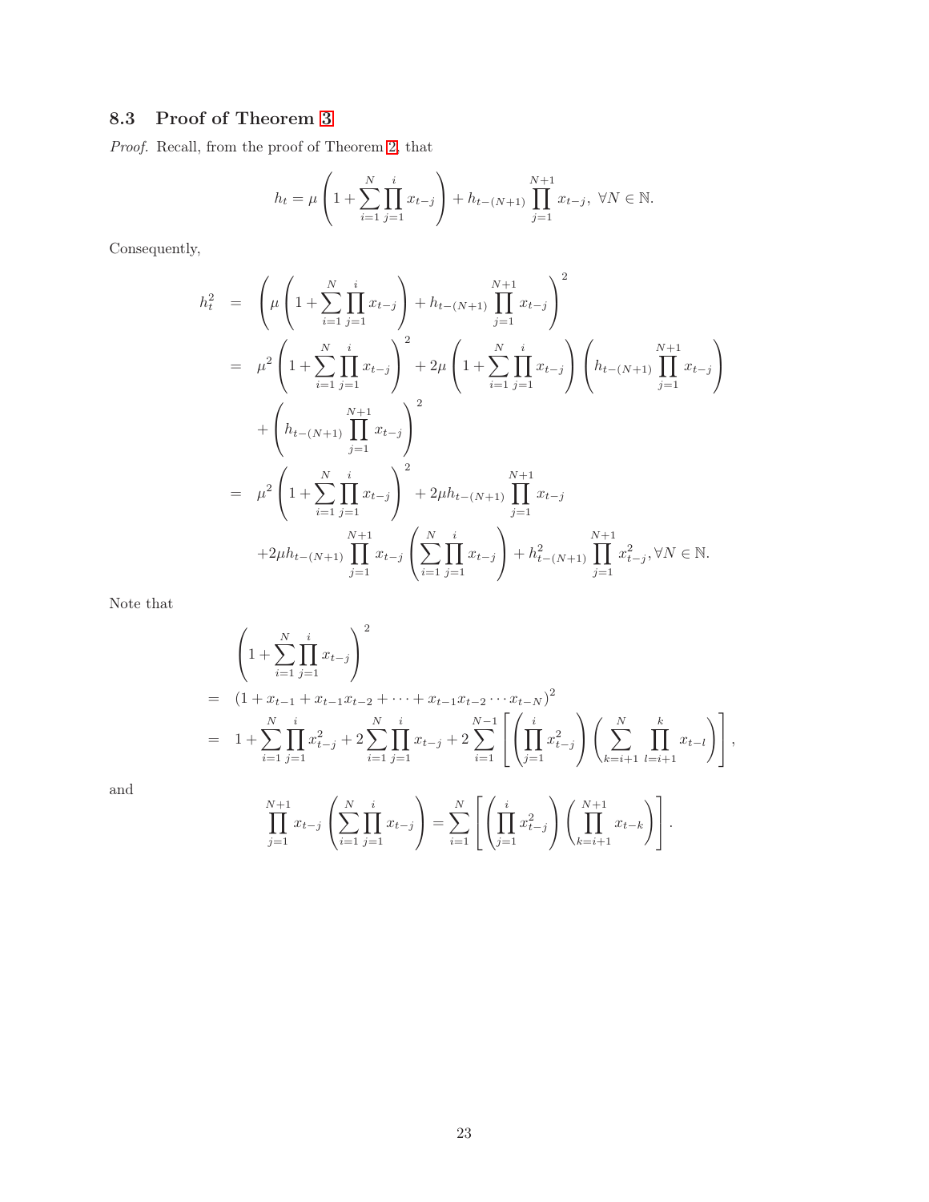### 8.3 Proof of Theorem 3

*Proof.* Recall, from the proof of Theorem 2, that

$$h_t = \mu \left( 1 + \sum_{i=1}^{N} \prod_{j=1}^{i} x_{t-j} \right) + h_{t-(N+1)} \prod_{j=1}^{N+1} x_{t-j}, \ \forall N \in \mathbb{N}.$$

Consequently,

$$\begin{aligned}
h_t^2 &= \left( \mu \left( 1 + \sum_{i=1}^{N} \prod_{j=1}^{i} x_{t-j} \right) + h_{t-(N+1)} \prod_{j=1}^{N+1} x_{t-j} \right)^2 \\
&= \mu^2 \left( 1 + \sum_{i=1}^{N} \prod_{j=1}^{i} x_{t-j} \right)^2 + 2\mu \left( 1 + \sum_{i=1}^{N} \prod_{j=1}^{i} x_{t-j} \right) \left( h_{t-(N+1)} \prod_{j=1}^{N+1} x_{t-j} \right) \\
&\quad + \left( h_{t-(N+1)} \prod_{j=1}^{N+1} x_{t-j} \right)^2 \\
&= \mu^2 \left( 1 + \sum_{i=1}^{N} \prod_{j=1}^{i} x_{t-j} \right)^2 + 2\mu h_{t-(N+1)} \prod_{j=1}^{N+1} x_{t-j} \\
&\quad + 2\mu h_{t-(N+1)} \prod_{j=1}^{N+1} x_{t-j} \left( \sum_{i=1}^{N} \prod_{j=1}^{i} x_{t-j} \right) + h_{t-(N+1)}^2 \prod_{j=1}^{N+1} x_{t-j}^2, \forall N \in \mathbb{N}.
\end{aligned}$$

Note that

$$\begin{aligned}
& \left( 1 + \sum_{i=1}^{N} \prod_{j=1}^{i} x_{t-j} \right)^2 \\
=& \ (1 + x_{t-1} + x_{t-1}x_{t-2} + \cdots + x_{t-1}x_{t-2}\cdots x_{t-N})^2 \\
=& \ 1 + \sum_{i=1}^{N} \prod_{j=1}^{i} x_{t-j}^2 + 2\sum_{i=1}^{N} \prod_{j=1}^{i} x_{t-j} + 2\sum_{i=1}^{N-1} \left[ \left( \prod_{j=1}^{i} x_{t-j}^2 \right) \left( \sum_{k=i+1}^{N} \prod_{l=i+1}^{k} x_{t-l} \right) \right],
\end{aligned}$$

and

$$\prod_{j=1}^{N+1} x_{t-j} \left( \sum_{i=1}^{N} \prod_{j=1}^{i} x_{t-j} \right) = \sum_{i=1}^{N} \left[ \left( \prod_{j=1}^{i} x_{t-j}^2 \right) \left( \prod_{k=i+1}^{N+1} x_{t-k} \right) \right].$$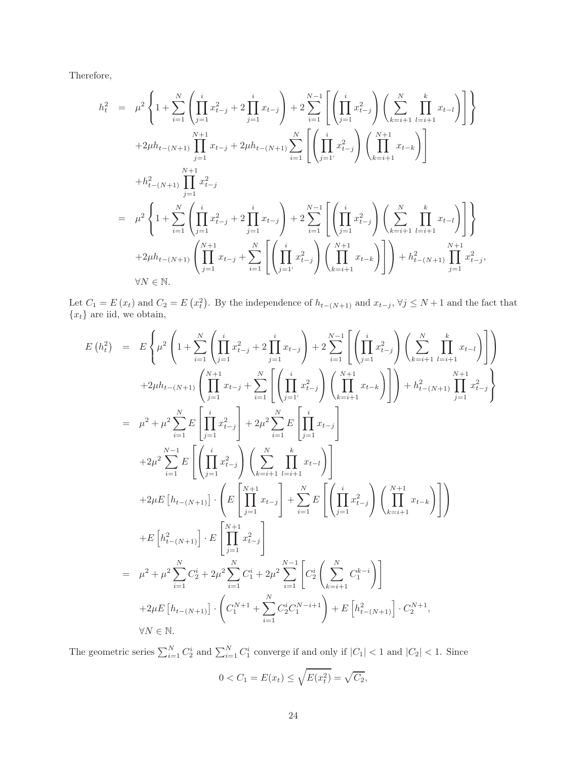Therefore,

$$
\begin{aligned}
h_t^2 &= \mu^2 \left\{ 1 + \sum_{i=1}^{N} \left( \prod_{j=1}^{i} x_{t-j}^2 + 2 \prod_{j=1}^{i} x_{t-j} \right) + 2 \sum_{i=1}^{N-1} \left[ \left( \prod_{j=1}^{i} x_{t-j}^2 \right) \left( \sum_{k=i+1}^{N} \prod_{l=i+1}^{k} x_{t-l} \right) \right] \right\} \\
&\quad + 2\mu h_{t-(N+1)} \prod_{j=1}^{N+1} x_{t-j} + 2\mu h_{t-(N+1)} \sum_{i=1}^{N} \left[ \left( \prod_{j=1}^{i} x_{t-j}^2 \right) \left( \prod_{k=i+1}^{N+1} x_{t-k} \right) \right] \\
&\quad + h_{t-(N+1)}^2 \prod_{j=1}^{N+1} x_{t-j}^2 \\
&= \mu^2 \left\{ 1 + \sum_{i=1}^{N} \left( \prod_{j=1}^{i} x_{t-j}^2 + 2 \prod_{j=1}^{i} x_{t-j} \right) + 2 \sum_{i=1}^{N-1} \left[ \left( \prod_{j=1}^{i} x_{t-j}^2 \right) \left( \sum_{k=i+1}^{N} \prod_{l=i+1}^{k} x_{t-l} \right) \right] \right\} \\
&\quad + 2\mu h_{t-(N+1)} \left( \prod_{j=1}^{N+1} x_{t-j} + \sum_{i=1}^{N} \left[ \left( \prod_{j=1}^{i} x_{t-j}^2 \right) \left( \prod_{k=i+1}^{N+1} x_{t-k} \right) \right] \right) + h_{t-(N+1)}^2 \prod_{j=1}^{N+1} x_{t-j}^2, \\
&\quad \forall N \in \mathbb{N}.
\end{aligned}
$$

Let $C_1 = E(x_t)$ and $C_2 = E(x_t^2)$. By the independence of $h_{t-(N+1)}$ and $x_{t-j}$, $\forall j \leq N+1$ and the fact that $\{x_t\}$ are iid, we obtain,

$$
\begin{aligned}
E\left(h_t^2\right) &= E\left\{ \mu^2 \left( 1 + \sum_{i=1}^{N} \left( \prod_{j=1}^{i} x_{t-j}^2 + 2 \prod_{j=1}^{i} x_{t-j} \right) + 2 \sum_{i=1}^{N-1} \left[ \left( \prod_{j=1}^{i} x_{t-j}^2 \right) \left( \sum_{k=i+1}^{N} \prod_{l=i+1}^{k} x_{t-l} \right) \right] \right) \right. \\
&\quad \left. + 2\mu h_{t-(N+1)} \left( \prod_{j=1}^{N+1} x_{t-j} + \sum_{i=1}^{N} \left[ \left( \prod_{j=1}^{i} x_{t-j}^2 \right) \left( \prod_{k=i+1}^{N+1} x_{t-k} \right) \right] \right) + h_{t-(N+1)}^2 \prod_{j=1}^{N+1} x_{t-j}^2 \right\} \\
&= \mu^2 + \mu^2 \sum_{i=1}^{N} E\left[ \prod_{j=1}^{i} x_{t-j}^2 \right] + 2\mu^2 \sum_{i=1}^{N} E\left[ \prod_{j=1}^{i} x_{t-j} \right] \\
&\quad + 2\mu^2 \sum_{i=1}^{N-1} E\left[ \left( \prod_{j=1}^{i} x_{t-j}^2 \right) \left( \sum_{k=i+1}^{N} \prod_{l=i+1}^{k} x_{t-l} \right) \right] \\
&\quad + 2\mu E\left[h_{t-(N+1)}\right] \cdot \left( E\left[ \prod_{j=1}^{N+1} x_{t-j} \right] + \sum_{i=1}^{N} E\left[ \left( \prod_{j=1}^{i} x_{t-j}^2 \right) \left( \prod_{k=i+1}^{N+1} x_{t-k} \right) \right] \right) \\
&\quad + E\left[h_{t-(N+1)}^2\right] \cdot E\left[ \prod_{j=1}^{N+1} x_{t-j}^2 \right] \\
&= \mu^2 + \mu^2 \sum_{i=1}^{N} C_2^i + 2\mu^2 \sum_{i=1}^{N} C_1^i + 2\mu^2 \sum_{i=1}^{N-1} \left[ C_2^i \left( \sum_{k=i+1}^{N} C_1^{k-i} \right) \right] \\
&\quad + 2\mu E\left[h_{t-(N+1)}\right] \cdot \left( C_1^{N+1} + \sum_{i=1}^{N} C_2^i C_1^{N-i+1} \right) + E\left[h_{t-(N+1)}^2\right] \cdot C_2^{N+1}, \\
&\quad \forall N \in \mathbb{N}.
\end{aligned}
$$

The geometric series $\sum_{i=1}^{N} C_2^i$ and $\sum_{i=1}^{N} C_1^i$ converge if and only if $|C_1| < 1$ and $|C_2| < 1$. Since

$$0 < C_1 = E(x_t) \leq \sqrt{E(x_t^2)} = \sqrt{C_2},$$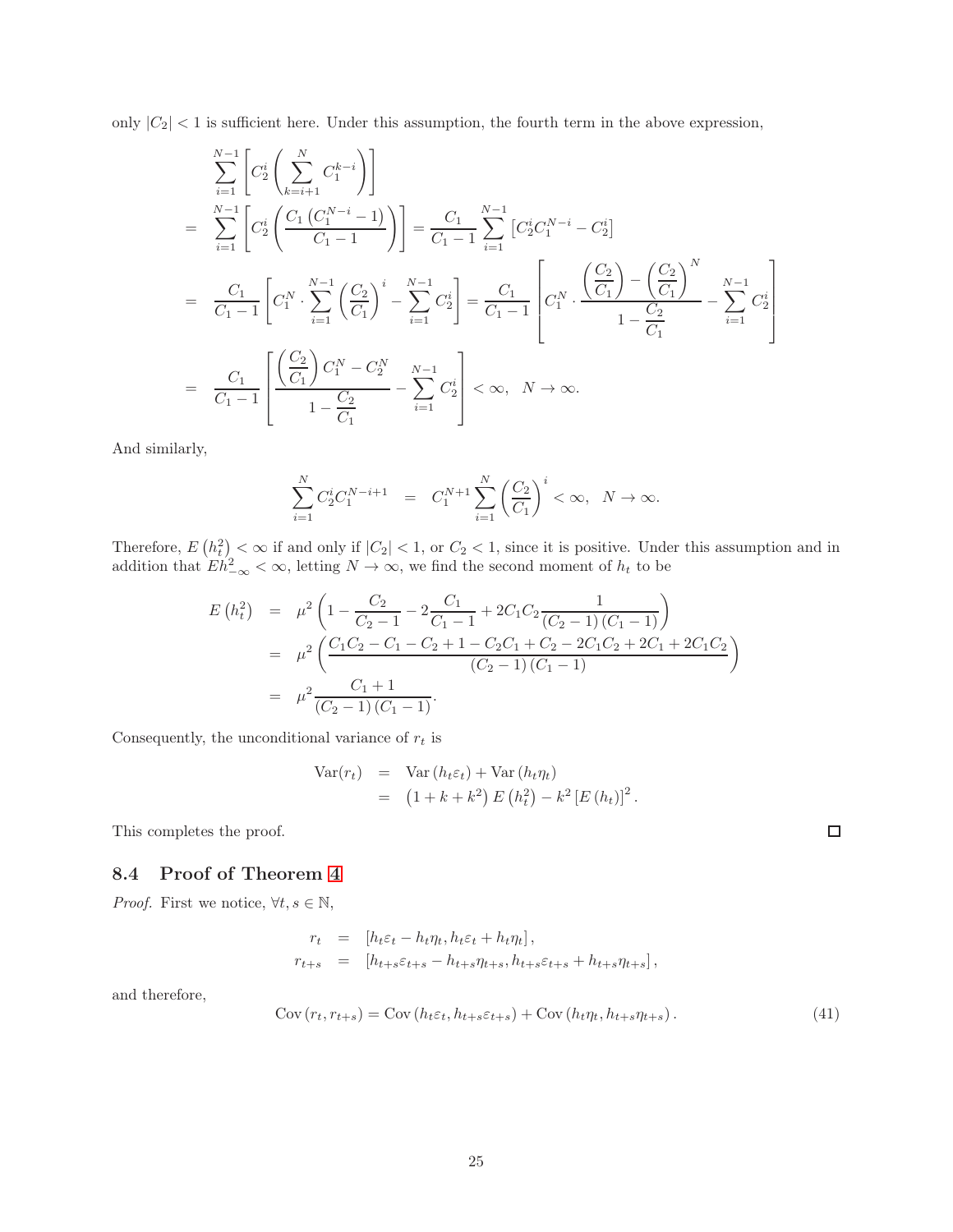only $|C_2| < 1$ is sufficient here. Under this assumption, the fourth term in the above expression,

$$
\begin{aligned}
& \sum_{i=1}^{N-1} \left[ C_2^i \left( \sum_{k=i+1}^{N} C_1^{k-i} \right) \right] \\
= & \sum_{i=1}^{N-1} \left[ C_2^i \left( \frac{C_1 \left( C_1^{N-i} - 1 \right)}{C_1 - 1} \right) \right] = \frac{C_1}{C_1 - 1} \sum_{i=1}^{N-1} \left[ C_2^i C_1^{N-i} - C_2^i \right] \\
= & \frac{C_1}{C_1 - 1} \left[ C_1^N \cdot \sum_{i=1}^{N-1} \left( \frac{C_2}{C_1} \right)^i - \sum_{i=1}^{N-1} C_2^i \right] = \frac{C_1}{C_1 - 1} \left[ C_1^N \cdot \frac{\left( \frac{C_2}{C_1} \right) - \left( \frac{C_2}{C_1} \right)^N}{1 - \frac{C_2}{C_1}} - \sum_{i=1}^{N-1} C_2^i \right] \\
= & \frac{C_1}{C_1 - 1} \left[ \frac{\left( \frac{C_2}{C_1} \right) C_1^N - C_2^N}{1 - \frac{C_2}{C_1}} - \sum_{i=1}^{N-1} C_2^i \right] < \infty, \quad N \to \infty.
\end{aligned}
$$

And similarly,

$$
\sum_{i=1}^{N} C_2^i C_1^{N-i+1} = C_1^{N+1} \sum_{i=1}^{N} \left( \frac{C_2}{C_1} \right)^i < \infty, \quad N \to \infty.
$$

Therefore, $E\left(h_t^2\right) < \infty$ if and only if $|C_2| < 1$, or $C_2 < 1$, since it is positive. Under this assumption and in addition that $Eh_{-\infty}^2 < \infty$, letting $N \to \infty$, we find the second moment of $h_t$ to be

$$
\begin{aligned}
E\left(h_t^2\right) &= \mu^2 \left( 1 - \frac{C_2}{C_2 - 1} - 2 \frac{C_1}{C_1 - 1} + 2 C_1 C_2 \frac{1}{(C_2 - 1)(C_1 - 1)} \right) \\
&= \mu^2 \left( \frac{C_1 C_2 - C_1 - C_2 + 1 - C_2 C_1 + C_2 - 2 C_1 C_2 + 2 C_1 + 2 C_1 C_2}{(C_2 - 1)(C_1 - 1)} \right) \\
&= \mu^2 \frac{C_1 + 1}{(C_2 - 1)(C_1 - 1)}.
\end{aligned}
$$

Consequently, the unconditional variance of $r_t$ is

$$
\begin{aligned}
\mathrm{Var}(r_t) &= \mathrm{Var}\left(h_t \varepsilon_t\right) + \mathrm{Var}\left(h_t \eta_t\right) \\
&= \left(1 + k + k^2\right) E\left(h_t^2\right) - k^2 \left[E\left(h_t\right)\right]^2.
\end{aligned}
$$

This completes the proof. □

## 8.4 Proof of Theorem 4

*Proof.* First we notice, $\forall t, s \in \mathbb{N}$,

$$
\begin{aligned}
r_t &= \left[h_t \varepsilon_t - h_t \eta_t, h_t \varepsilon_t + h_t \eta_t\right], \\
r_{t+s} &= \left[h_{t+s} \varepsilon_{t+s} - h_{t+s} \eta_{t+s}, h_{t+s} \varepsilon_{t+s} + h_{t+s} \eta_{t+s}\right],
\end{aligned}
$$

and therefore,

$$
\mathrm{Cov}\left(r_t, r_{t+s}\right) = \mathrm{Cov}\left(h_t \varepsilon_t, h_{t+s} \varepsilon_{t+s}\right) + \mathrm{Cov}\left(h_t \eta_t, h_{t+s} \eta_{t+s}\right). \tag{41}
$$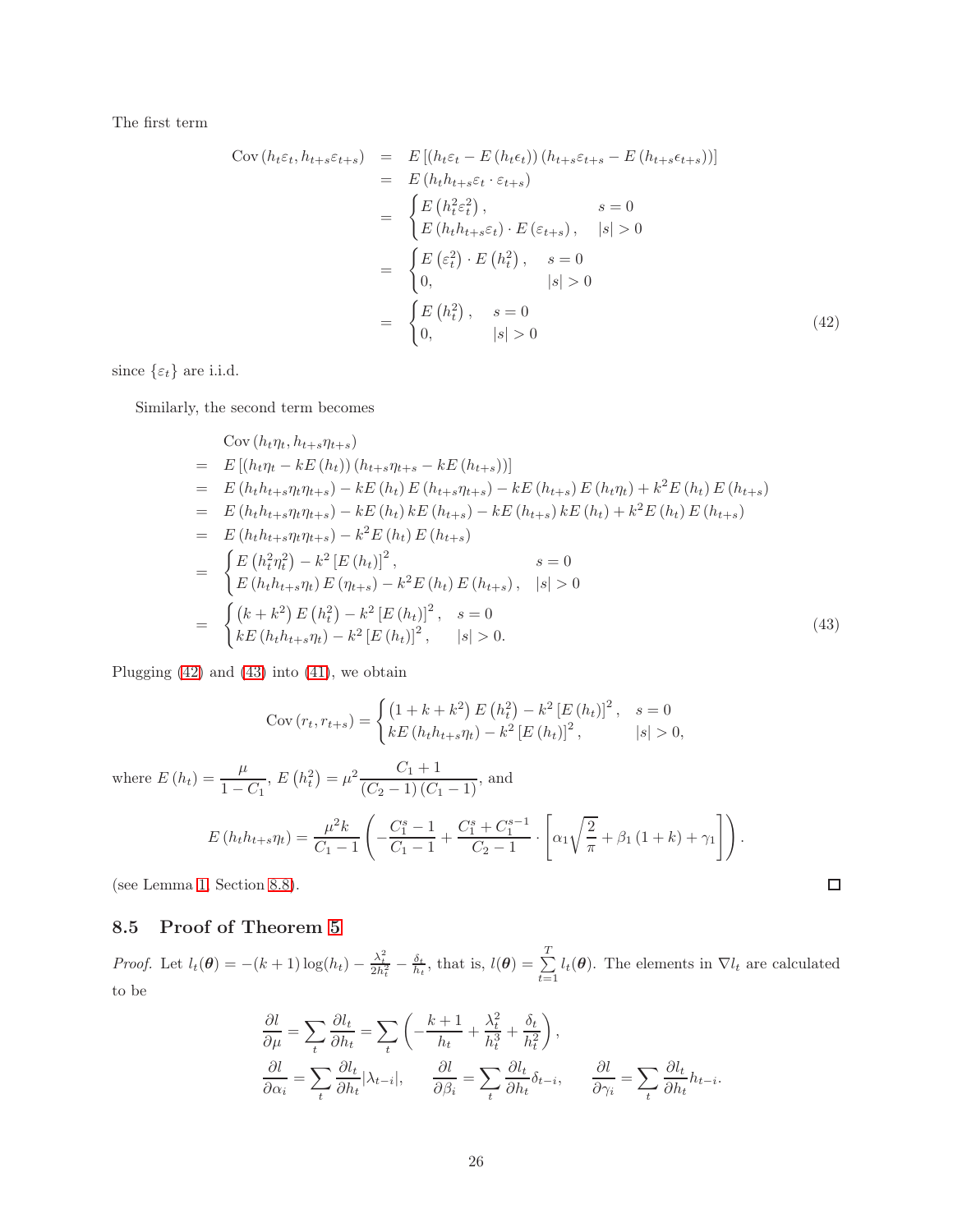The first term

$$
\begin{aligned}
\operatorname{Cov}\left(h_t\varepsilon_t, h_{t+s}\varepsilon_{t+s}\right) &= E\left[\left(h_t\varepsilon_t - E\left(h_t\epsilon_t\right)\right)\left(h_{t+s}\varepsilon_{t+s} - E\left(h_{t+s}\epsilon_{t+s}\right)\right)\right] \\
&= E\left(h_t h_{t+s}\varepsilon_t \cdot \varepsilon_{t+s}\right) \\
&= \begin{cases} E\left(h_t^2\varepsilon_t^2\right), & s = 0 \\ E\left(h_t h_{t+s}\varepsilon_t\right)\cdot E\left(\varepsilon_{t+s}\right), & |s| > 0 \end{cases} \\
&= \begin{cases} E\left(\varepsilon_t^2\right)\cdot E\left(h_t^2\right), & s = 0 \\ 0, & |s| > 0 \end{cases} \\
&= \begin{cases} E\left(h_t^2\right), & s = 0 \\ 0, & |s| > 0 \end{cases}
\end{aligned} \tag{42}
$$

since $\{\varepsilon_t\}$ are i.i.d.

Similarly, the second term becomes

$$
\begin{aligned}
& \operatorname{Cov}\left(h_t\eta_t, h_{t+s}\eta_{t+s}\right) \\
=\; & E\left[\left(h_t\eta_t - kE\left(h_t\right)\right)\left(h_{t+s}\eta_{t+s} - kE\left(h_{t+s}\right)\right)\right] \\
=\; & E\left(h_t h_{t+s}\eta_t\eta_{t+s}\right) - kE\left(h_t\right)E\left(h_{t+s}\eta_{t+s}\right) - kE\left(h_{t+s}\right)E\left(h_t\eta_t\right) + k^2E\left(h_t\right)E\left(h_{t+s}\right) \\
=\; & E\left(h_t h_{t+s}\eta_t\eta_{t+s}\right) - kE\left(h_t\right)kE\left(h_{t+s}\right) - kE\left(h_{t+s}\right)kE\left(h_t\right) + k^2E\left(h_t\right)E\left(h_{t+s}\right) \\
=\; & E\left(h_t h_{t+s}\eta_t\eta_{t+s}\right) - k^2E\left(h_t\right)E\left(h_{t+s}\right) \\
=\; & \begin{cases} E\left(h_t^2\eta_t^2\right) - k^2\left[E\left(h_t\right)\right]^2, & s = 0 \\ E\left(h_t h_{t+s}\eta_t\right)E\left(\eta_{t+s}\right) - k^2E\left(h_t\right)E\left(h_{t+s}\right), & |s| > 0 \end{cases} \\
=\; & \begin{cases} \left(k + k^2\right)E\left(h_t^2\right) - k^2\left[E\left(h_t\right)\right]^2, & s = 0 \\ kE\left(h_t h_{t+s}\eta_t\right) - k^2\left[E\left(h_t\right)\right]^2, & |s| > 0. \end{cases}
\end{aligned} \tag{43}
$$

Plugging (42) and (43) into (41), we obtain

$$
\operatorname{Cov}\left(r_t, r_{t+s}\right) = \begin{cases} \left(1 + k + k^2\right)E\left(h_t^2\right) - k^2\left[E\left(h_t\right)\right]^2, & s = 0 \\ kE\left(h_t h_{t+s}\eta_t\right) - k^2\left[E\left(h_t\right)\right]^2, & |s| > 0, \end{cases}
$$

where $E\left(h_t\right) = \dfrac{\mu}{1 - C_1}$, $E\left(h_t^2\right) = \mu^2\dfrac{C_1 + 1}{\left(C_2 - 1\right)\left(C_1 - 1\right)}$, and

$$
E\left(h_t h_{t+s}\eta_t\right) = \frac{\mu^2 k}{C_1 - 1}\left(-\frac{C_1^s - 1}{C_1 - 1} + \frac{C_1^s + C_1^{s-1}}{C_2 - 1}\cdot\left[\alpha_1\sqrt{\frac{2}{\pi}} + \beta_1\left(1 + k\right) + \gamma_1\right]\right).
$$

(see Lemma 1, Section 8.8). ☐

## 8.5 Proof of Theorem 5

*Proof.* Let $l_t(\boldsymbol{\theta}) = -(k+1)\log(h_t) - \frac{\lambda_t^2}{2h_t^2} - \frac{\delta_t}{h_t}$, that is, $l(\boldsymbol{\theta}) = \sum_{t=1}^{T} l_t(\boldsymbol{\theta})$. The elements in $\nabla l_t$ are calculated to be

$$
\begin{aligned}
&\frac{\partial l}{\partial \mu} = \sum_t \frac{\partial l_t}{\partial h_t} = \sum_t\left(-\frac{k+1}{h_t} + \frac{\lambda_t^2}{h_t^3} + \frac{\delta_t}{h_t^2}\right), \\
&\frac{\partial l}{\partial \alpha_i} = \sum_t \frac{\partial l_t}{\partial h_t}|\lambda_{t-i}|, \qquad \frac{\partial l}{\partial \beta_i} = \sum_t \frac{\partial l_t}{\partial h_t}\delta_{t-i}, \qquad \frac{\partial l}{\partial \gamma_i} = \sum_t \frac{\partial l_t}{\partial h_t}h_{t-i}.
\end{aligned}
$$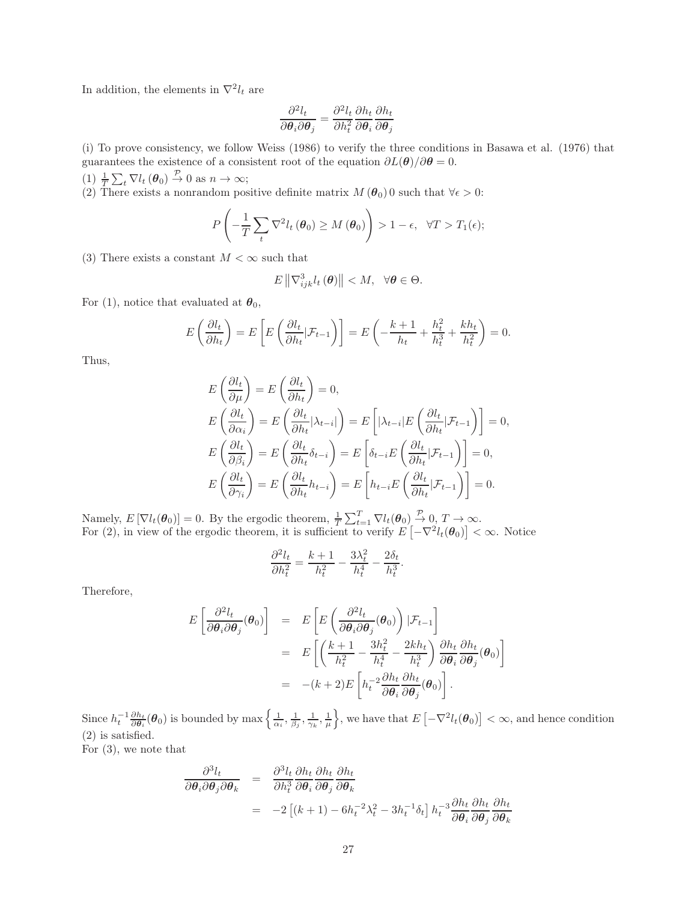In addition, the elements in $\nabla^2 l_t$ are

$$\frac{\partial^2 l_t}{\partial \boldsymbol{\theta}_i \partial \boldsymbol{\theta}_j} = \frac{\partial^2 l_t}{\partial h_t^2} \frac{\partial h_t}{\partial \boldsymbol{\theta}_i} \frac{\partial h_t}{\partial \boldsymbol{\theta}_j}$$

(i) To prove consistency, we follow Weiss (1986) to verify the three conditions in Basawa et al. (1976) that guarantees the existence of a consistent root of the equation $\partial L(\boldsymbol{\theta})/\partial \boldsymbol{\theta} = 0$.

(1) $\frac{1}{T}\sum_t \nabla l_t(\boldsymbol{\theta}_0) \xrightarrow{\mathcal{P}} 0$ as $n \to \infty$;

(2) There exists a nonrandom positive definite matrix $M(\boldsymbol{\theta}_0)\, 0$ such that $\forall \epsilon > 0$:

$$P\left(-\frac{1}{T}\sum_t \nabla^2 l_t(\boldsymbol{\theta}_0) \geq M(\boldsymbol{\theta}_0)\right) > 1 - \epsilon, \quad \forall T > T_1(\epsilon);$$

(3) There exists a constant $M < \infty$ such that

$$E\left\|\nabla^3_{ijk} l_t(\boldsymbol{\theta})\right\| < M, \quad \forall \boldsymbol{\theta} \in \Theta.$$

For (1), notice that evaluated at $\boldsymbol{\theta}_0$,

$$E\left(\frac{\partial l_t}{\partial h_t}\right) = E\left[E\left(\frac{\partial l_t}{\partial h_t}|\mathcal{F}_{t-1}\right)\right] = E\left(-\frac{k+1}{h_t} + \frac{h_t^2}{h_t^3} + \frac{k h_t}{h_t^2}\right) = 0.$$

Thus,

$$\begin{aligned}
E\left(\frac{\partial l_t}{\partial \mu}\right) &= E\left(\frac{\partial l_t}{\partial h_t}\right) = 0,\\
E\left(\frac{\partial l_t}{\partial \alpha_i}\right) &= E\left(\frac{\partial l_t}{\partial h_t}|\lambda_{t-i}|\right) = E\left[|\lambda_{t-i}| E\left(\frac{\partial l_t}{\partial h_t}|\mathcal{F}_{t-1}\right)\right] = 0,\\
E\left(\frac{\partial l_t}{\partial \beta_i}\right) &= E\left(\frac{\partial l_t}{\partial h_t}\delta_{t-i}\right) = E\left[\delta_{t-i} E\left(\frac{\partial l_t}{\partial h_t}|\mathcal{F}_{t-1}\right)\right] = 0,\\
E\left(\frac{\partial l_t}{\partial \gamma_i}\right) &= E\left(\frac{\partial l_t}{\partial h_t}h_{t-i}\right) = E\left[h_{t-i} E\left(\frac{\partial l_t}{\partial h_t}|\mathcal{F}_{t-1}\right)\right] = 0.
\end{aligned}$$

Namely, $E\left[\nabla l_t(\boldsymbol{\theta}_0)\right] = 0$. By the ergodic theorem, $\frac{1}{T}\sum_{t=1}^T \nabla l_t(\boldsymbol{\theta}_0) \xrightarrow{\mathcal{P}} 0$, $T \to \infty$.

For (2), in view of the ergodic theorem, it is sufficient to verify $E\left[-\nabla^2 l_t(\boldsymbol{\theta}_0)\right] < \infty$. Notice

$$\frac{\partial^2 l_t}{\partial h_t^2} = \frac{k+1}{h_t^2} - \frac{3\lambda_t^2}{h_t^4} - \frac{2\delta_t}{h_t^3}.$$

Therefore,

$$\begin{aligned}
E\left[\frac{\partial^2 l_t}{\partial \boldsymbol{\theta}_i \partial \boldsymbol{\theta}_j}(\boldsymbol{\theta}_0)\right] &= E\left[E\left(\frac{\partial^2 l_t}{\partial \boldsymbol{\theta}_i \partial \boldsymbol{\theta}_j}(\boldsymbol{\theta}_0)\right)|\mathcal{F}_{t-1}\right]\\
&= E\left[\left(\frac{k+1}{h_t^2} - \frac{3h_t^2}{h_t^4} - \frac{2kh_t}{h_t^3}\right)\frac{\partial h_t}{\partial \boldsymbol{\theta}_i}\frac{\partial h_t}{\partial \boldsymbol{\theta}_j}(\boldsymbol{\theta}_0)\right]\\
&= -(k+2)E\left[h_t^{-2}\frac{\partial h_t}{\partial \boldsymbol{\theta}_i}\frac{\partial h_t}{\partial \boldsymbol{\theta}_j}(\boldsymbol{\theta}_0)\right].
\end{aligned}$$

Since $h_t^{-1}\frac{\partial h_t}{\partial \boldsymbol{\theta}_i}(\boldsymbol{\theta}_0)$ is bounded by $\max\left\{\frac{1}{\alpha_i}, \frac{1}{\beta_j}, \frac{1}{\gamma_k}, \frac{1}{\mu}\right\}$, we have that $E\left[-\nabla^2 l_t(\boldsymbol{\theta}_0)\right] < \infty$, and hence condition (2) is satisfied.

For (3), we note that

$$\begin{aligned}
\frac{\partial^3 l_t}{\partial \boldsymbol{\theta}_i \partial \boldsymbol{\theta}_j \partial \boldsymbol{\theta}_k} &= \frac{\partial^3 l_t}{\partial h_t^3}\frac{\partial h_t}{\partial \boldsymbol{\theta}_i}\frac{\partial h_t}{\partial \boldsymbol{\theta}_j}\frac{\partial h_t}{\partial \boldsymbol{\theta}_k}\\
&= -2\left[(k+1) - 6h_t^{-2}\lambda_t^2 - 3h_t^{-1}\delta_t\right]h_t^{-3}\frac{\partial h_t}{\partial \boldsymbol{\theta}_i}\frac{\partial h_t}{\partial \boldsymbol{\theta}_j}\frac{\partial h_t}{\partial \boldsymbol{\theta}_k}
\end{aligned}$$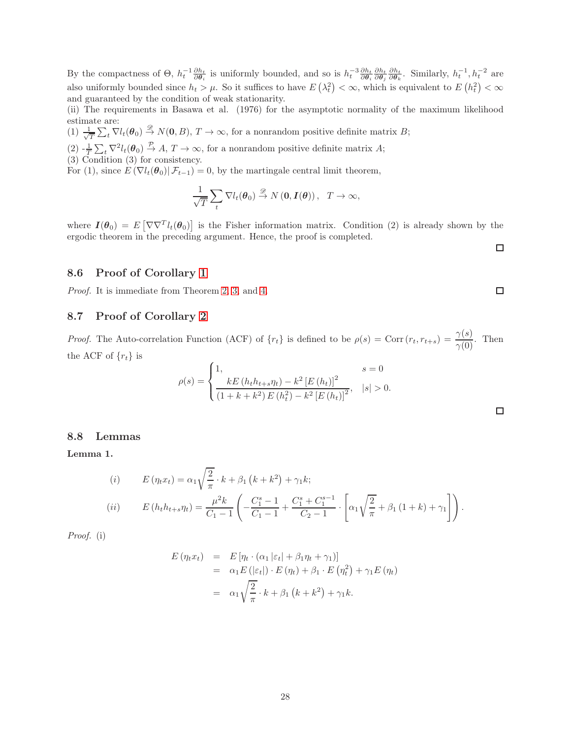By the compactness of $\Theta$, $h_t^{-1}\frac{\partial h_t}{\partial \boldsymbol{\theta}_i}$ is uniformly bounded, and so is $h_t^{-3}\frac{\partial h_t}{\partial \boldsymbol{\theta}_i}\frac{\partial h_t}{\partial \boldsymbol{\theta}_j}\frac{\partial h_t}{\partial \boldsymbol{\theta}_k}$. Similarly, $h_t^{-1}, h_t^{-2}$ are also uniformly bounded since $h_t > \mu$. So it suffices to have $E\left(\lambda_t^2\right) < \infty$, which is equivalent to $E\left(h_t^2\right) < \infty$ and guaranteed by the condition of weak stationarity.

(ii) The requirements in Basawa et al. (1976) for the asymptotic normality of the maximum likelihood estimate are:

(1) $\frac{1}{\sqrt{T}}\sum_t \nabla l_t(\boldsymbol{\theta}_0) \xrightarrow{\mathscr{D}} N(\mathbf{0}, B)$, $T \to \infty$, for a nonrandom positive definite matrix $B$;

(2) $-\frac{1}{T}\sum_t \nabla^2 l_t(\boldsymbol{\theta}_0) \xrightarrow{\mathcal{P}} A$, $T \to \infty$, for a nonrandom positive definite matrix $A$;

(3) Condition (3) for consistency.

For (1), since $E\left(\nabla l_t(\boldsymbol{\theta}_0)\middle|\, \mathcal{F}_{t-1}\right) = 0$, by the martingale central limit theorem,

$$\frac{1}{\sqrt{T}}\sum_t \nabla l_t(\boldsymbol{\theta}_0) \xrightarrow{\mathscr{D}} N\left(\mathbf{0}, \boldsymbol{I}(\boldsymbol{\theta})\right), \quad T \to \infty,$$

where $\boldsymbol{I}(\boldsymbol{\theta}_0) = E\left[\nabla\nabla^T l_t(\boldsymbol{\theta}_0)\right]$ is the Fisher information matrix. Condition (2) is already shown by the ergodic theorem in the preceding argument. Hence, the proof is completed. □

### 8.6 Proof of Corollary 1

*Proof.* It is immediate from Theorem 2, 3, and 4. □

### 8.7 Proof of Corollary 2

*Proof.* The Auto-correlation Function (ACF) of $\{r_t\}$ is defined to be $\rho(s) = \operatorname{Corr}\left(r_t, r_{t+s}\right) = \dfrac{\gamma(s)}{\gamma(0)}$. Then the ACF of $\{r_t\}$ is

$$\rho(s) = \begin{cases} 1, & s = 0 \\ \dfrac{kE\left(h_t h_{t+s}\eta_t\right) - k^2\left[E\left(h_t\right)\right]^2}{\left(1+k+k^2\right)E\left(h_t^2\right) - k^2\left[E\left(h_t\right)\right]^2}, & |s| > 0. \end{cases}$$

□

### 8.8 Lemmas

**Lemma 1.**

$$(i) \qquad E\left(\eta_t x_t\right) = \alpha_1\sqrt{\frac{2}{\pi}}\cdot k + \beta_1\left(k+k^2\right) + \gamma_1 k;$$

$$(ii) \qquad E\left(h_t h_{t+s}\eta_t\right) = \frac{\mu^2 k}{C_1 - 1}\left(-\frac{C_1^s - 1}{C_1 - 1} + \frac{C_1^s + C_1^{s-1}}{C_2 - 1}\cdot\left[\alpha_1\sqrt{\frac{2}{\pi}} + \beta_1\left(1+k\right) + \gamma_1\right]\right).$$

*Proof.* (i)

$$\begin{aligned} E\left(\eta_t x_t\right) &= E\left[\eta_t\cdot\left(\alpha_1\left|\varepsilon_t\right| + \beta_1\eta_t + \gamma_1\right)\right] \\ &= \alpha_1 E\left(\left|\varepsilon_t\right|\right)\cdot E\left(\eta_t\right) + \beta_1\cdot E\left(\eta_t^2\right) + \gamma_1 E\left(\eta_t\right) \\ &= \alpha_1\sqrt{\frac{2}{\pi}}\cdot k + \beta_1\left(k+k^2\right) + \gamma_1 k. \end{aligned}$$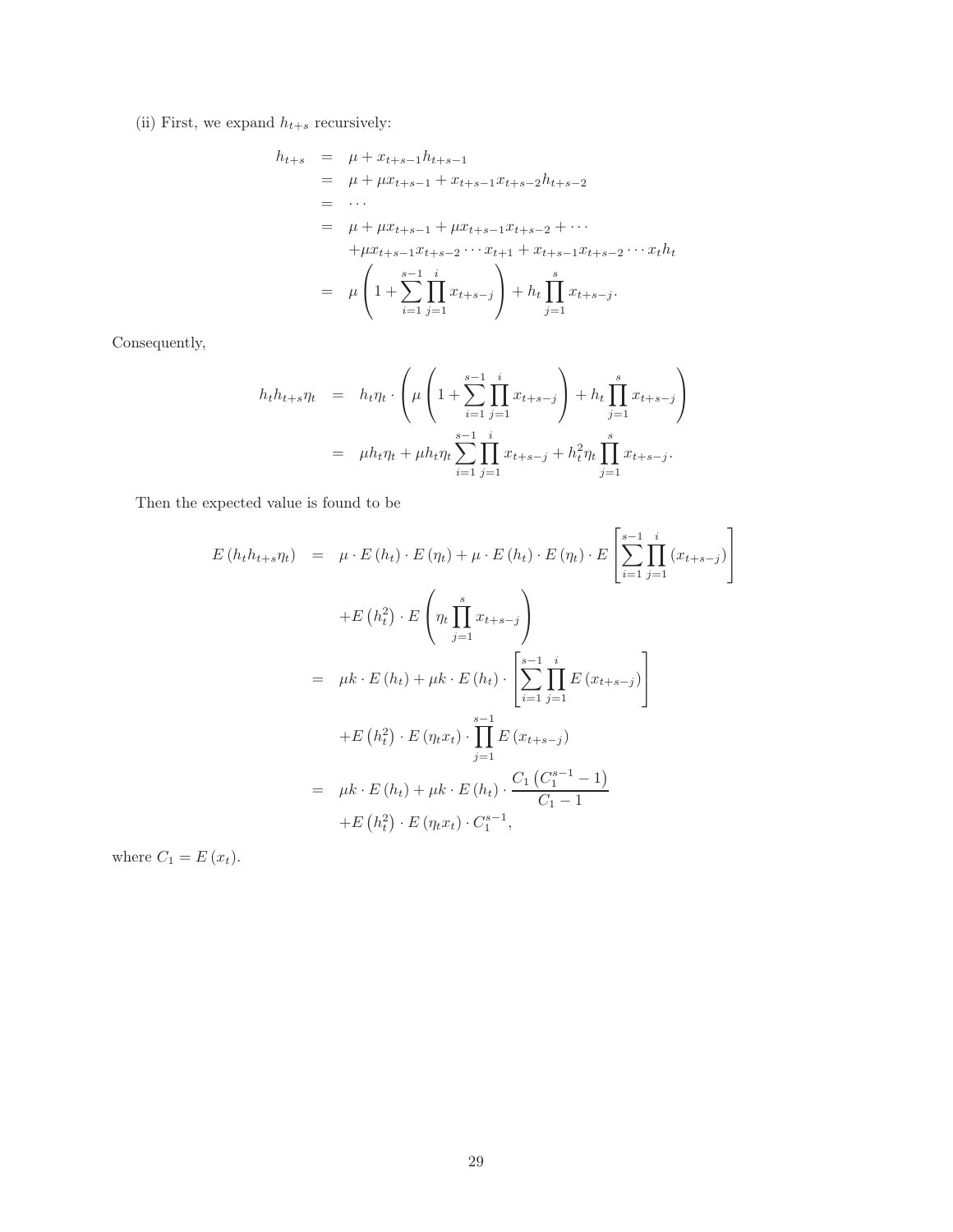(ii) First, we expand $h_{t+s}$ recursively:

$$
\begin{aligned}
h_{t+s} &= \mu + x_{t+s-1} h_{t+s-1} \\
&= \mu + \mu x_{t+s-1} + x_{t+s-1} x_{t+s-2} h_{t+s-2} \\
&= \cdots \\
&= \mu + \mu x_{t+s-1} + \mu x_{t+s-1} x_{t+s-2} + \cdots \\
&\quad + \mu x_{t+s-1} x_{t+s-2} \cdots x_{t+1} + x_{t+s-1} x_{t+s-2} \cdots x_t h_t \\
&= \mu \left( 1 + \sum_{i=1}^{s-1} \prod_{j=1}^{i} x_{t+s-j} \right) + h_t \prod_{j=1}^{s} x_{t+s-j}.
\end{aligned}
$$

Consequently,

$$
\begin{aligned}
h_t h_{t+s} \eta_t &= h_t \eta_t \cdot \left( \mu \left( 1 + \sum_{i=1}^{s-1} \prod_{j=1}^{i} x_{t+s-j} \right) + h_t \prod_{j=1}^{s} x_{t+s-j} \right) \\
&= \mu h_t \eta_t + \mu h_t \eta_t \sum_{i=1}^{s-1} \prod_{j=1}^{i} x_{t+s-j} + h_t^2 \eta_t \prod_{j=1}^{s} x_{t+s-j}.
\end{aligned}
$$

Then the expected value is found to be

$$
\begin{aligned}
E\left(h_t h_{t+s} \eta_t\right) &= \mu \cdot E\left(h_t\right) \cdot E\left(\eta_t\right) + \mu \cdot E\left(h_t\right) \cdot E\left(\eta_t\right) \cdot E\left[ \sum_{i=1}^{s-1} \prod_{j=1}^{i} \left(x_{t+s-j}\right) \right] \\
&\quad + E\left(h_t^2\right) \cdot E\left( \eta_t \prod_{j=1}^{s} x_{t+s-j} \right) \\
&= \mu k \cdot E\left(h_t\right) + \mu k \cdot E\left(h_t\right) \cdot \left[ \sum_{i=1}^{s-1} \prod_{j=1}^{i} E\left(x_{t+s-j}\right) \right] \\
&\quad + E\left(h_t^2\right) \cdot E\left(\eta_t x_t\right) \cdot \prod_{j=1}^{s-1} E\left(x_{t+s-j}\right) \\
&= \mu k \cdot E\left(h_t\right) + \mu k \cdot E\left(h_t\right) \cdot \frac{C_1 \left(C_1^{s-1} - 1\right)}{C_1 - 1} \\
&\quad + E\left(h_t^2\right) \cdot E\left(\eta_t x_t\right) \cdot C_1^{s-1},
\end{aligned}
$$

where $C_1 = E\left(x_t\right)$.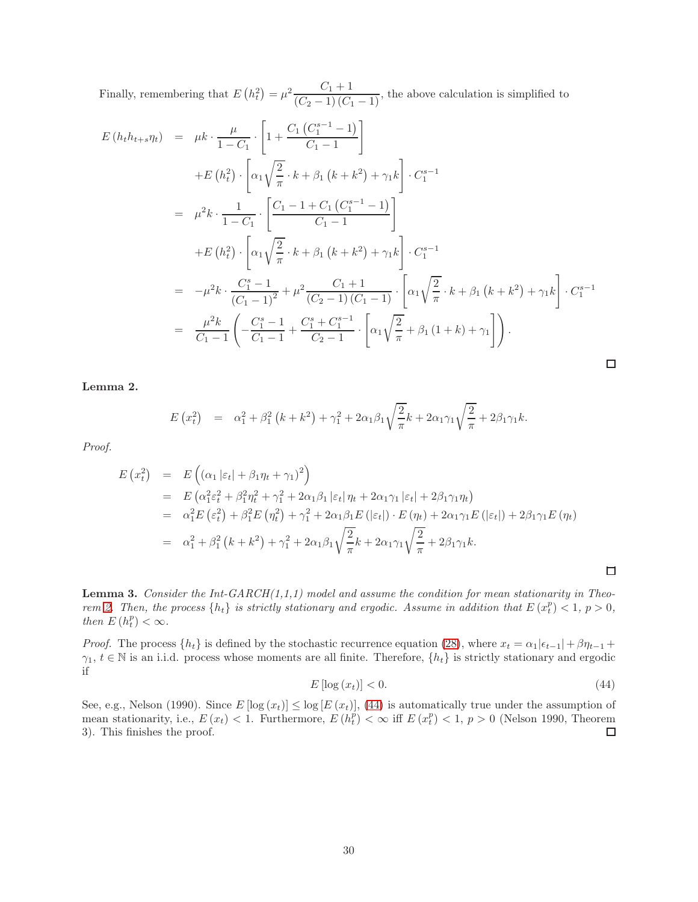Finally, remembering that $E\left(h_t^2\right) = \mu^2 \dfrac{C_1+1}{(C_2-1)(C_1-1)}$, the above calculation is simplified to

$$
\begin{aligned}
E\left(h_t h_{t+s} \eta_t\right) &= \mu k \cdot \frac{\mu}{1-C_1} \cdot \left[1 + \frac{C_1\left(C_1^{s-1}-1\right)}{C_1-1}\right] \\
&\quad + E\left(h_t^2\right) \cdot \left[\alpha_1 \sqrt{\frac{2}{\pi}} \cdot k + \beta_1\left(k+k^2\right) + \gamma_1 k\right] \cdot C_1^{s-1} \\
&= \mu^2 k \cdot \frac{1}{1-C_1} \cdot \left[\frac{C_1 - 1 + C_1\left(C_1^{s-1}-1\right)}{C_1-1}\right] \\
&\quad + E\left(h_t^2\right) \cdot \left[\alpha_1 \sqrt{\frac{2}{\pi}} \cdot k + \beta_1\left(k+k^2\right) + \gamma_1 k\right] \cdot C_1^{s-1} \\
&= -\mu^2 k \cdot \frac{C_1^s - 1}{\left(C_1-1\right)^2} + \mu^2 \frac{C_1+1}{(C_2-1)(C_1-1)} \cdot \left[\alpha_1 \sqrt{\frac{2}{\pi}} \cdot k + \beta_1\left(k+k^2\right) + \gamma_1 k\right] \cdot C_1^{s-1} \\
&= \frac{\mu^2 k}{C_1-1} \left(-\frac{C_1^s-1}{C_1-1} + \frac{C_1^s + C_1^{s-1}}{C_2-1} \cdot \left[\alpha_1 \sqrt{\frac{2}{\pi}} + \beta_1(1+k) + \gamma_1\right]\right).
\end{aligned}
$$

□

**Lemma 2.**

$$
E\left(x_t^2\right) = \alpha_1^2 + \beta_1^2\left(k+k^2\right) + \gamma_1^2 + 2\alpha_1\beta_1\sqrt{\frac{2}{\pi}}k + 2\alpha_1\gamma_1\sqrt{\frac{2}{\pi}} + 2\beta_1\gamma_1 k.
$$

*Proof.*

$$
\begin{aligned}
E\left(x_t^2\right) &= E\left(\left(\alpha_1\left|\varepsilon_t\right| + \beta_1\eta_t + \gamma_1\right)^2\right) \\
&= E\left(\alpha_1^2\varepsilon_t^2 + \beta_1^2\eta_t^2 + \gamma_1^2 + 2\alpha_1\beta_1\left|\varepsilon_t\right|\eta_t + 2\alpha_1\gamma_1\left|\varepsilon_t\right| + 2\beta_1\gamma_1\eta_t\right) \\
&= \alpha_1^2 E\left(\varepsilon_t^2\right) + \beta_1^2 E\left(\eta_t^2\right) + \gamma_1^2 + 2\alpha_1\beta_1 E\left(\left|\varepsilon_t\right|\right) \cdot E\left(\eta_t\right) + 2\alpha_1\gamma_1 E\left(\left|\varepsilon_t\right|\right) + 2\beta_1\gamma_1 E\left(\eta_t\right) \\
&= \alpha_1^2 + \beta_1^2\left(k+k^2\right) + \gamma_1^2 + 2\alpha_1\beta_1\sqrt{\frac{2}{\pi}}k + 2\alpha_1\gamma_1\sqrt{\frac{2}{\pi}} + 2\beta_1\gamma_1 k.
\end{aligned}
$$

□

**Lemma 3.** *Consider the Int-GARCH(1,1,1) model and assume the condition for mean stationarity in Theorem 2. Then, the process $\{h_t\}$ is strictly stationary and ergodic. Assume in addition that $E\left(x_t^p\right) < 1$, $p > 0$, then $E\left(h_t^p\right) < \infty$.*

*Proof.* The process $\{h_t\}$ is defined by the stochastic recurrence equation (28), where $x_t = \alpha_1|\epsilon_{t-1}| + \beta\eta_{t-1} + \gamma_1$, $t \in \mathbb{N}$ is an i.i.d. process whose moments are all finite. Therefore, $\{h_t\}$ is strictly stationary and ergodic if

$$
E\left[\log\left(x_t\right)\right] < 0. \tag{44}
$$

See, e.g., Nelson (1990). Since $E\left[\log\left(x_t\right)\right] \leq \log\left[E\left(x_t\right)\right]$, (44) is automatically true under the assumption of mean stationarity, i.e., $E\left(x_t\right) < 1$. Furthermore, $E\left(h_t^p\right) < \infty$ iff $E\left(x_t^p\right) < 1$, $p > 0$ (Nelson 1990, Theorem 3). This finishes the proof. □